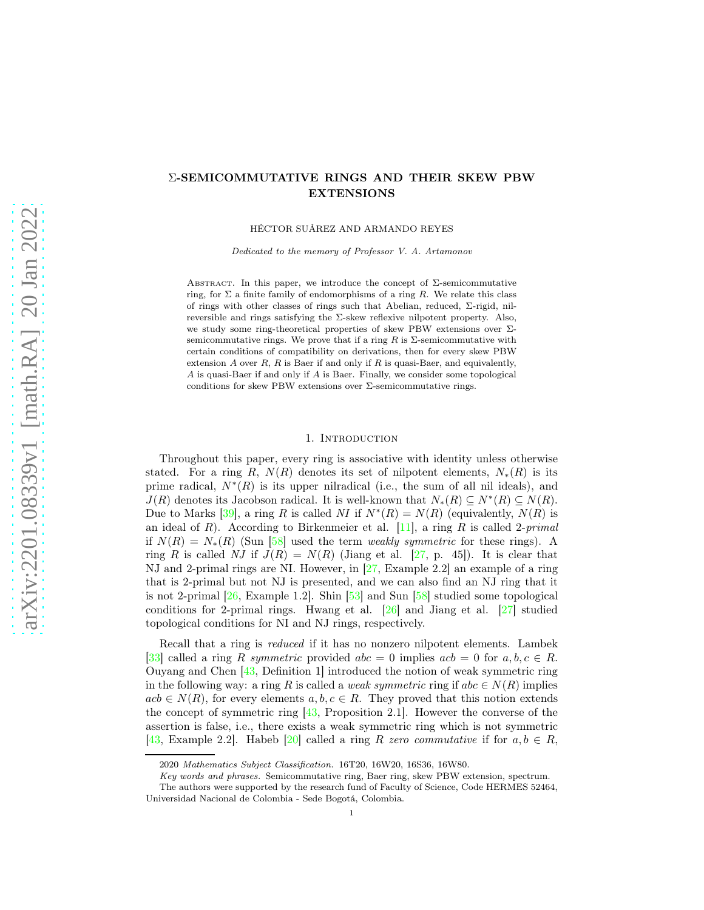# Σ-SEMICOMMUTATIVE RINGS AND THEIR SKEW PBW EXTENSIONS

HÉCTOR SUÁREZ AND ARMANDO REYES

*Dedicated to the memory of Professor V. A. Artamonov*

Abstract. In this paper, we introduce the concept of $\Sigma$-semicommutative ring, for $\Sigma$ a finite family of endomorphisms of a ring $R$. We relate this class of rings with other classes of rings such that Abelian, reduced, $\Sigma$-rigid, nil-reversible and rings satisfying the $\Sigma$-skew reflexive nilpotent property. Also, we study some ring-theoretical properties of skew PBW extensions over $\Sigma$-semicommutative rings. We prove that if a ring $R$ is $\Sigma$-semicommutative with certain conditions of compatibility on derivations, then for every skew PBW extension $A$ over $R$, $R$ is Baer if and only if $R$ is quasi-Baer, and equivalently, $A$ is quasi-Baer if and only if $A$ is Baer. Finally, we consider some topological conditions for skew PBW extensions over $\Sigma$-semicommutative rings.

## 1. Introduction

Throughout this paper, every ring is associative with identity unless otherwise stated. For a ring $R$, $N(R)$ denotes its set of nilpotent elements, $N_*(R)$ is its prime radical, $N^*(R)$ is its upper nilradical (i.e., the sum of all nil ideals), and $J(R)$ denotes its Jacobson radical. It is well-known that $N_*(R) \subseteq N^*(R) \subseteq N(R)$. Due to Marks [39], a ring $R$ is called *NI* if $N^*(R) = N(R)$ (equivalently, $N(R)$ is an ideal of $R$). According to Birkenmeier et al. [11], a ring $R$ is called 2-*primal* if $N(R) = N_*(R)$ (Sun [58] used the term *weakly symmetric* for these rings). A ring $R$ is called *NJ* if $J(R) = N(R)$ (Jiang et al. [27, p. 45]). It is clear that NJ and 2-primal rings are NI. However, in [27, Example 2.2] an example of a ring that is 2-primal but not NJ is presented, and we can also find an NJ ring that it is not 2-primal [26, Example 1.2]. Shin [53] and Sun [58] studied some topological conditions for 2-primal rings. Hwang et al. [26] and Jiang et al. [27] studied topological conditions for NI and NJ rings, respectively.

Recall that a ring is *reduced* if it has no nonzero nilpotent elements. Lambek [33] called a ring $R$ *symmetric* provided $abc = 0$ implies $acb = 0$ for $a, b, c \in R$. Ouyang and Chen [43, Definition 1] introduced the notion of weak symmetric ring in the following way: a ring $R$ is called a *weak symmetric* ring if $abc \in N(R)$ implies $acb \in N(R)$, for every elements $a, b, c \in R$. They proved that this notion extends the concept of symmetric ring [43, Proposition 2.1]. However the converse of the assertion is false, i.e., there exists a weak symmetric ring which is not symmetric [43, Example 2.2]. Habeb [20] called a ring $R$ *zero commutative* if for $a, b \in R$,

2020 *Mathematics Subject Classification.* 16T20, 16W20, 16S36, 16W80.

*Key words and phrases.* Semicommutative ring, Baer ring, skew PBW extension, spectrum.

The authors were supported by the research fund of Faculty of Science, Code HERMES 52464, Universidad Nacional de Colombia - Sede Bogotá, Colombia.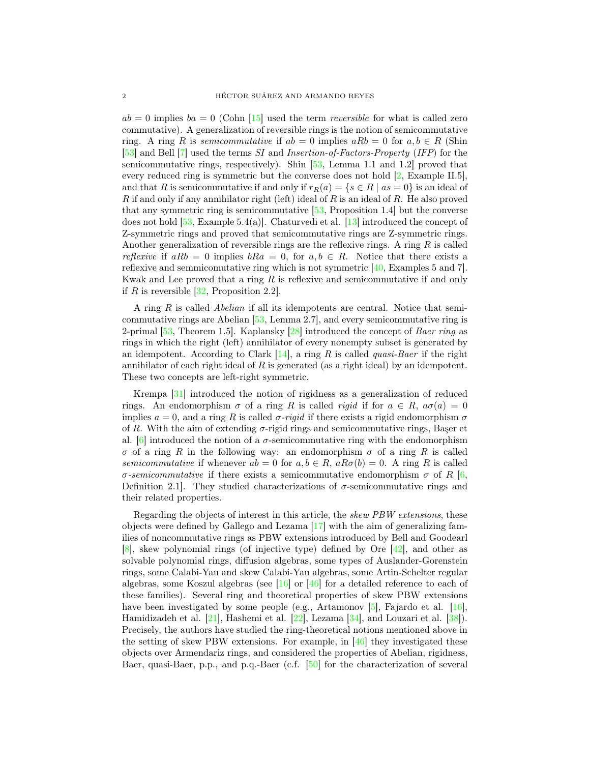$ab = 0$ implies $ba = 0$ (Cohn [15] used the term *reversible* for what is called zero commutative). A generalization of reversible rings is the notion of semicommutative ring. A ring $R$ is *semicommutative* if $ab = 0$ implies $aRb = 0$ for $a, b \in R$ (Shin [53] and Bell [7] used the terms *SI* and *Insertion-of-Factors-Property* (*IFP*) for the semicommutative rings, respectively). Shin [53, Lemma 1.1 and 1.2] proved that every reduced ring is symmetric but the converse does not hold [2, Example II.5], and that $R$ is semicommutative if and only if $r_R(a) = \{s \in R \mid as = 0\}$ is an ideal of $R$ if and only if any annihilator right (left) ideal of $R$ is an ideal of $R$. He also proved that any symmetric ring is semicommutative [53, Proposition 1.4] but the converse does not hold [53, Example 5.4(a)]. Chaturvedi et al. [13] introduced the concept of Z-symmetric rings and proved that semicommutative rings are Z-symmetric rings. Another generalization of reversible rings are the reflexive rings. A ring $R$ is called *reflexive* if $aRb = 0$ implies $bRa = 0$, for $a, b \in R$. Notice that there exists a reflexive and semmicomutative ring which is not symmetric [40, Examples 5 and 7]. Kwak and Lee proved that a ring $R$ is reflexive and semicommutative if and only if $R$ is reversible [32, Proposition 2.2].

A ring $R$ is called *Abelian* if all its idempotents are central. Notice that semicommutative rings are Abelian [53, Lemma 2.7], and every semicommutative ring is 2-primal [53, Theorem 1.5]. Kaplansky [28] introduced the concept of *Baer ring* as rings in which the right (left) annihilator of every nonempty subset is generated by an idempotent. According to Clark [14], a ring $R$ is called *quasi-Baer* if the right annihilator of each right ideal of $R$ is generated (as a right ideal) by an idempotent. These two concepts are left-right symmetric.

Krempa [31] introduced the notion of rigidness as a generalization of reduced rings. An endomorphism $\sigma$ of a ring $R$ is called *rigid* if for $a \in R$, $a\sigma(a) = 0$ implies $a = 0$, and a ring $R$ is called *$\sigma$-rigid* if there exists a rigid endomorphism $\sigma$ of $R$. With the aim of extending $\sigma$-rigid rings and semicommutative rings, Başer et al. [6] introduced the notion of a $\sigma$-semicommutative ring with the endomorphism $\sigma$ of a ring $R$ in the following way: an endomorphism $\sigma$ of a ring $R$ is called *semicommutative* if whenever $ab = 0$ for $a, b \in R$, $aR\sigma(b) = 0$. A ring $R$ is called *$\sigma$-semicommutative* if there exists a semicommutative endomorphism $\sigma$ of $R$ [6, Definition 2.1]. They studied characterizations of $\sigma$-semicommutative rings and their related properties.

Regarding the objects of interest in this article, the *skew PBW extensions*, these objects were defined by Gallego and Lezama [17] with the aim of generalizing families of noncommutative rings as PBW extensions introduced by Bell and Goodearl [8], skew polynomial rings (of injective type) defined by Ore [42], and other as solvable polynomial rings, diffusion algebras, some types of Auslander-Gorenstein rings, some Calabi-Yau and skew Calabi-Yau algebras, some Artin-Schelter regular algebras, some Koszul algebras (see [16] or [46] for a detailed reference to each of these families). Several ring and theoretical properties of skew PBW extensions have been investigated by some people (e.g., Artamonov [5], Fajardo et al. [16], Hamidizadeh et al. [21], Hashemi et al. [22], Lezama [34], and Louzari et al. [38]). Precisely, the authors have studied the ring-theoretical notions mentioned above in the setting of skew PBW extensions. For example, in [46] they investigated these objects over Armendariz rings, and considered the properties of Abelian, rigidness, Baer, quasi-Baer, p.p., and p.q.-Baer (c.f. [50] for the characterization of several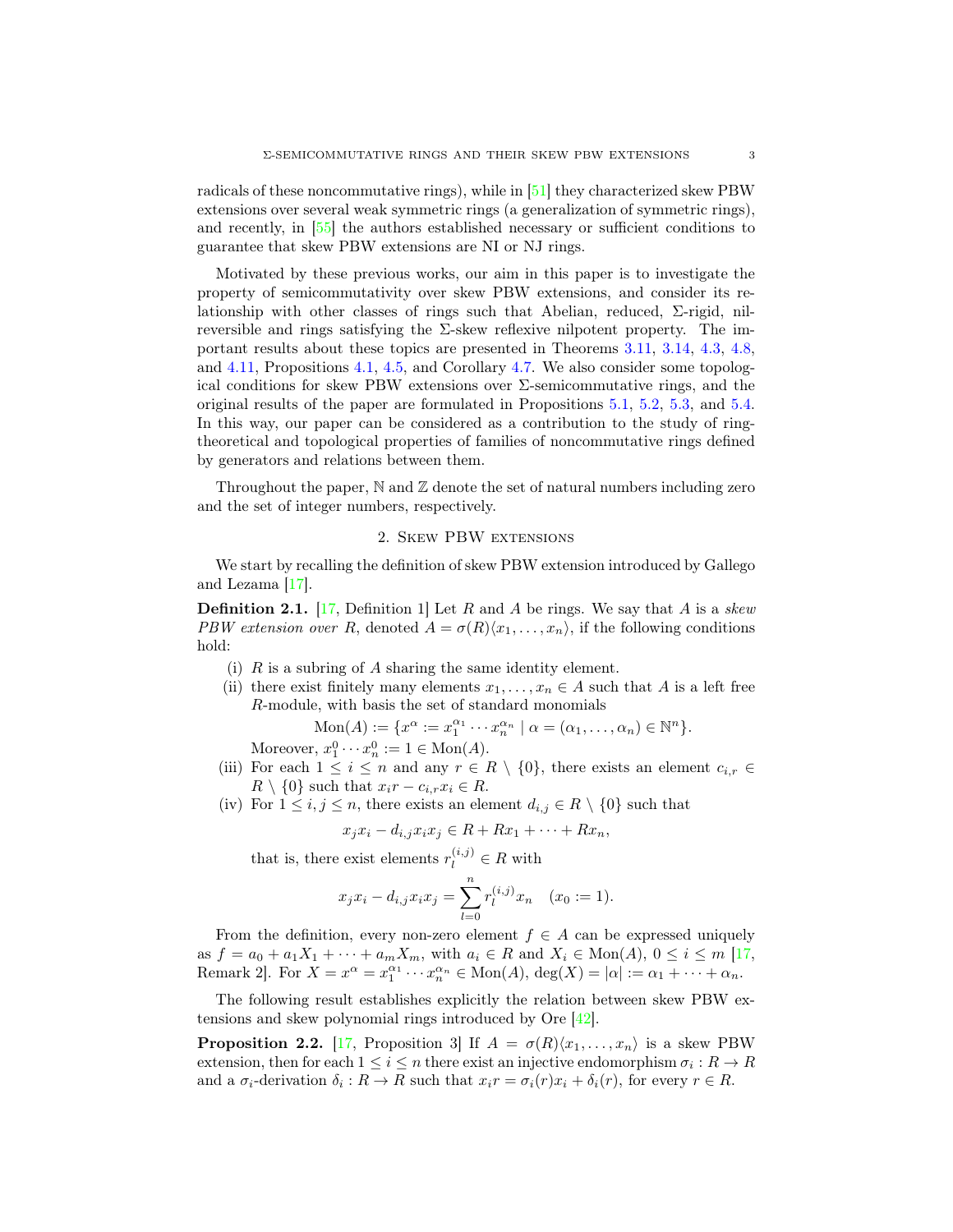radicals of these noncommutative rings), while in [51] they characterized skew PBW extensions over several weak symmetric rings (a generalization of symmetric rings), and recently, in [55] the authors established necessary or sufficient conditions to guarantee that skew PBW extensions are NI or NJ rings.

Motivated by these previous works, our aim in this paper is to investigate the property of semicommutativity over skew PBW extensions, and consider its relationship with other classes of rings such that Abelian, reduced, $\Sigma$-rigid, nil-reversible and rings satisfying the $\Sigma$-skew reflexive nilpotent property. The important results about these topics are presented in Theorems 3.11, 3.14, 4.3, 4.8, and 4.11, Propositions 4.1, 4.5, and Corollary 4.7. We also consider some topological conditions for skew PBW extensions over $\Sigma$-semicommutative rings, and the original results of the paper are formulated in Propositions 5.1, 5.2, 5.3, and 5.4. In this way, our paper can be considered as a contribution to the study of ring-theoretical and topological properties of families of noncommutative rings defined by generators and relations between them.

Throughout the paper, $\mathbb{N}$ and $\mathbb{Z}$ denote the set of natural numbers including zero and the set of integer numbers, respectively.

## 2. Skew PBW extensions

We start by recalling the definition of skew PBW extension introduced by Gallego and Lezama [17].

**Definition 2.1.** [17, Definition 1] Let $R$ and $A$ be rings. We say that $A$ is a *skew PBW extension over* $R$, denoted $A = \sigma(R)\langle x_1, \dots, x_n\rangle$, if the following conditions hold:

(i) $R$ is a subring of $A$ sharing the same identity element.

(ii) there exist finitely many elements $x_1, \dots, x_n \in A$ such that $A$ is a left free $R$-module, with basis the set of standard monomials

$$\mathrm{Mon}(A) := \{x^{\alpha} := x_1^{\alpha_1} \cdots x_n^{\alpha_n} \mid \alpha = (\alpha_1, \dots, \alpha_n) \in \mathbb{N}^n\}.$$

Moreover, $x_1^0 \cdots x_n^0 := 1 \in \mathrm{Mon}(A)$.

(iii) For each $1 \leq i \leq n$ and any $r \in R \setminus \{0\}$, there exists an element $c_{i,r} \in R \setminus \{0\}$ such that $x_i r - c_{i,r} x_i \in R$.

(iv) For $1 \leq i, j \leq n$, there exists an element $d_{i,j} \in R \setminus \{0\}$ such that

$$x_j x_i - d_{i,j} x_i x_j \in R + R x_1 + \cdots + R x_n,$$

that is, there exist elements $r_l^{(i,j)} \in R$ with

$$x_j x_i - d_{i,j} x_i x_j = \sum_{l=0}^{n} r_l^{(i,j)} x_n \quad (x_0 := 1).$$

From the definition, every non-zero element $f \in A$ can be expressed uniquely as $f = a_0 + a_1 X_1 + \cdots + a_m X_m$, with $a_i \in R$ and $X_i \in \mathrm{Mon}(A)$, $0 \leq i \leq m$ [17, Remark 2]. For $X = x^{\alpha} = x_1^{\alpha_1} \cdots x_n^{\alpha_n} \in \mathrm{Mon}(A)$, $\deg(X) = |\alpha| := \alpha_1 + \cdots + \alpha_n$.

The following result establishes explicitly the relation between skew PBW extensions and skew polynomial rings introduced by Ore [42].

**Proposition 2.2.** [17, Proposition 3] If $A = \sigma(R)\langle x_1, \dots, x_n\rangle$ is a skew PBW extension, then for each $1 \leq i \leq n$ there exist an injective endomorphism $\sigma_i : R \to R$ and a $\sigma_i$-derivation $\delta_i : R \to R$ such that $x_i r = \sigma_i(r) x_i + \delta_i(r)$, for every $r \in R$.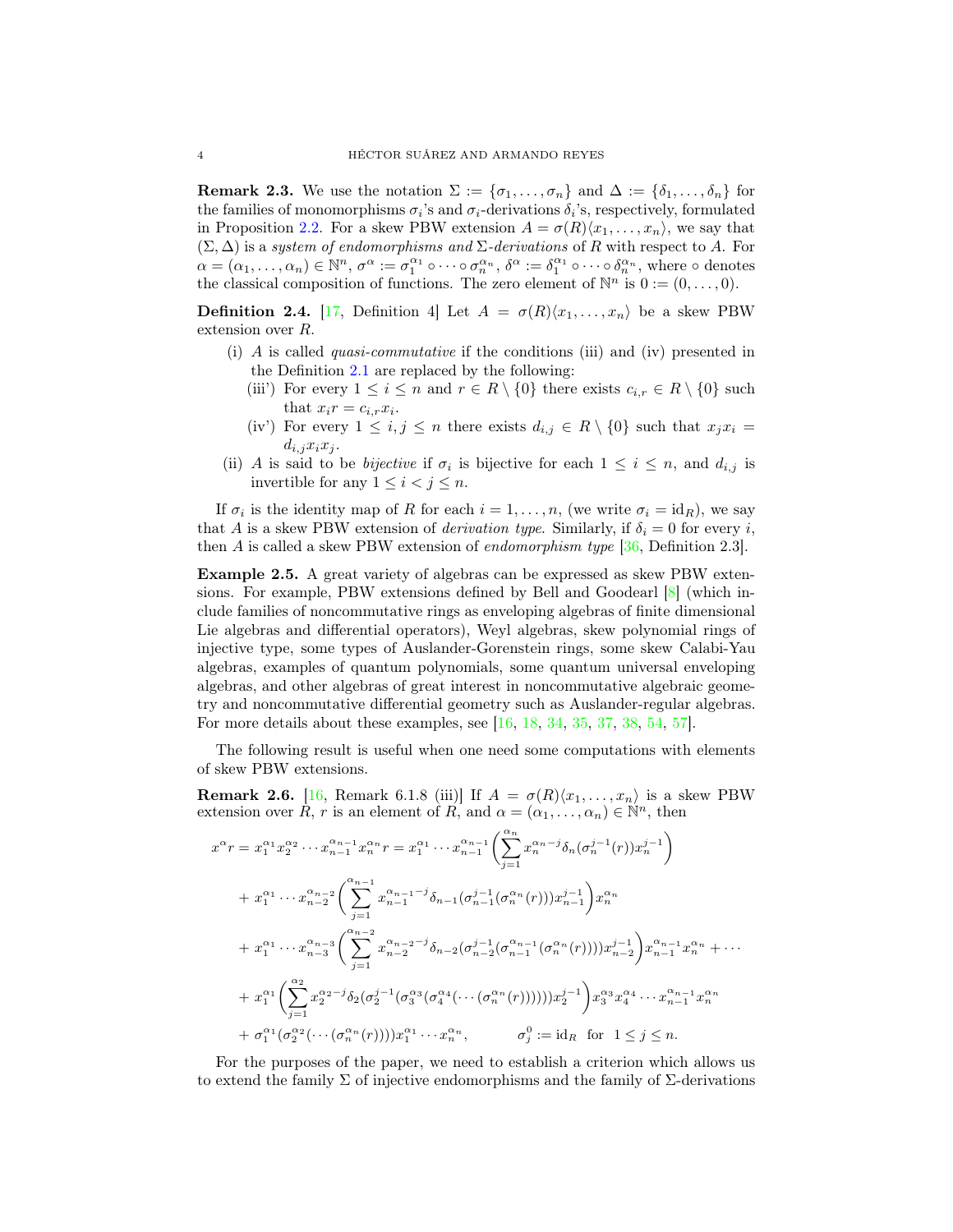**Remark 2.3.** We use the notation $\Sigma := \{\sigma_1, \dots, \sigma_n\}$ and $\Delta := \{\delta_1, \dots, \delta_n\}$ for the families of monomorphisms $\sigma_i$'s and $\sigma_i$-derivations $\delta_i$'s, respectively, formulated in Proposition 2.2. For a skew PBW extension $A = \sigma(R)\langle x_1, \dots, x_n\rangle$, we say that $(\Sigma, \Delta)$ is a *system of endomorphisms and $\Sigma$-derivations* of $R$ with respect to $A$. For $\alpha = (\alpha_1, \dots, \alpha_n) \in \mathbb{N}^n$, $\sigma^{\alpha} := \sigma_1^{\alpha_1} \circ \cdots \circ \sigma_n^{\alpha_n}$, $\delta^{\alpha} := \delta_1^{\alpha_1} \circ \cdots \circ \delta_n^{\alpha_n}$, where $\circ$ denotes the classical composition of functions. The zero element of $\mathbb{N}^n$ is $0 := (0, \dots, 0)$.

**Definition 2.4.** [17, Definition 4] Let $A = \sigma(R)\langle x_1, \dots, x_n\rangle$ be a skew PBW extension over $R$.

(i) $A$ is called *quasi-commutative* if the conditions (iii) and (iv) presented in the Definition 2.1 are replaced by the following:
  (iii') For every $1 \leq i \leq n$ and $r \in R \setminus \{0\}$ there exists $c_{i,r} \in R \setminus \{0\}$ such that $x_i r = c_{i,r} x_i$.
  (iv') For every $1 \leq i, j \leq n$ there exists $d_{i,j} \in R \setminus \{0\}$ such that $x_j x_i = d_{i,j} x_i x_j$.

(ii) $A$ is said to be *bijective* if $\sigma_i$ is bijective for each $1 \leq i \leq n$, and $d_{i,j}$ is invertible for any $1 \leq i < j \leq n$.

If $\sigma_i$ is the identity map of $R$ for each $i = 1, \dots, n$, (we write $\sigma_i = \text{id}_R$), we say that $A$ is a skew PBW extension of *derivation type*. Similarly, if $\delta_i = 0$ for every $i$, then $A$ is called a skew PBW extension of *endomorphism type* [36, Definition 2.3].

**Example 2.5.** A great variety of algebras can be expressed as skew PBW extensions. For example, PBW extensions defined by Bell and Goodearl [8] (which include families of noncommutative rings as enveloping algebras of finite dimensional Lie algebras and differential operators), Weyl algebras, skew polynomial rings of injective type, some types of Auslander-Gorenstein rings, some skew Calabi-Yau algebras, examples of quantum polynomials, some quantum universal enveloping algebras, and other algebras of great interest in noncommutative algebraic geometry and noncommutative differential geometry such as Auslander-regular algebras. For more details about these examples, see [16, 18, 34, 35, 37, 38, 54, 57].

The following result is useful when one need some computations with elements of skew PBW extensions.

**Remark 2.6.** [16, Remark 6.1.8 (iii)] If $A = \sigma(R)\langle x_1, \dots, x_n\rangle$ is a skew PBW extension over $R$, $r$ is an element of $R$, and $\alpha = (\alpha_1, \dots, \alpha_n) \in \mathbb{N}^n$, then

$$
\begin{aligned}
x^{\alpha} r &= x_1^{\alpha_1} x_2^{\alpha_2} \cdots x_{n-1}^{\alpha_{n-1}} x_n^{\alpha_n} r = x_1^{\alpha_1} \cdots x_{n-1}^{\alpha_{n-1}} \left( \sum_{j=1}^{\alpha_n} x_n^{\alpha_n - j} \delta_n(\sigma_n^{j-1}(r)) x_n^{j-1} \right) \\
&+ x_1^{\alpha_1} \cdots x_{n-2}^{\alpha_{n-2}} \left( \sum_{j=1}^{\alpha_{n-1}} x_{n-1}^{\alpha_{n-1} - j} \delta_{n-1}(\sigma_{n-1}^{j-1}(\sigma_n^{\alpha_n}(r))) x_{n-1}^{j-1} \right) x_n^{\alpha_n} \\
&+ x_1^{\alpha_1} \cdots x_{n-3}^{\alpha_{n-3}} \left( \sum_{j=1}^{\alpha_{n-2}} x_{n-2}^{\alpha_{n-2} - j} \delta_{n-2}(\sigma_{n-2}^{j-1}(\sigma_{n-1}^{\alpha_{n-1}}(\sigma_n^{\alpha_n}(r)))) x_{n-2}^{j-1} \right) x_{n-1}^{\alpha_{n-1}} x_n^{\alpha_n} + \cdots \\
&+ x_1^{\alpha_1} \left( \sum_{j=1}^{\alpha_2} x_2^{\alpha_2 - j} \delta_2(\sigma_2^{j-1}(\sigma_3^{\alpha_3}(\sigma_4^{\alpha_4}(\cdots(\sigma_n^{\alpha_n}(r)))))) x_2^{j-1} \right) x_3^{\alpha_3} x_4^{\alpha_4} \cdots x_{n-1}^{\alpha_{n-1}} x_n^{\alpha_n} \\
&+ \sigma_1^{\alpha_1}(\sigma_2^{\alpha_2}(\cdots(\sigma_n^{\alpha_n}(r)))) x_1^{\alpha_1} \cdots x_n^{\alpha_n}, \qquad \sigma_j^0 := \text{id}_R \ \text{ for } \ 1 \leq j \leq n.
\end{aligned}
$$

For the purposes of the paper, we need to establish a criterion which allows us to extend the family $\Sigma$ of injective endomorphisms and the family of $\Sigma$-derivations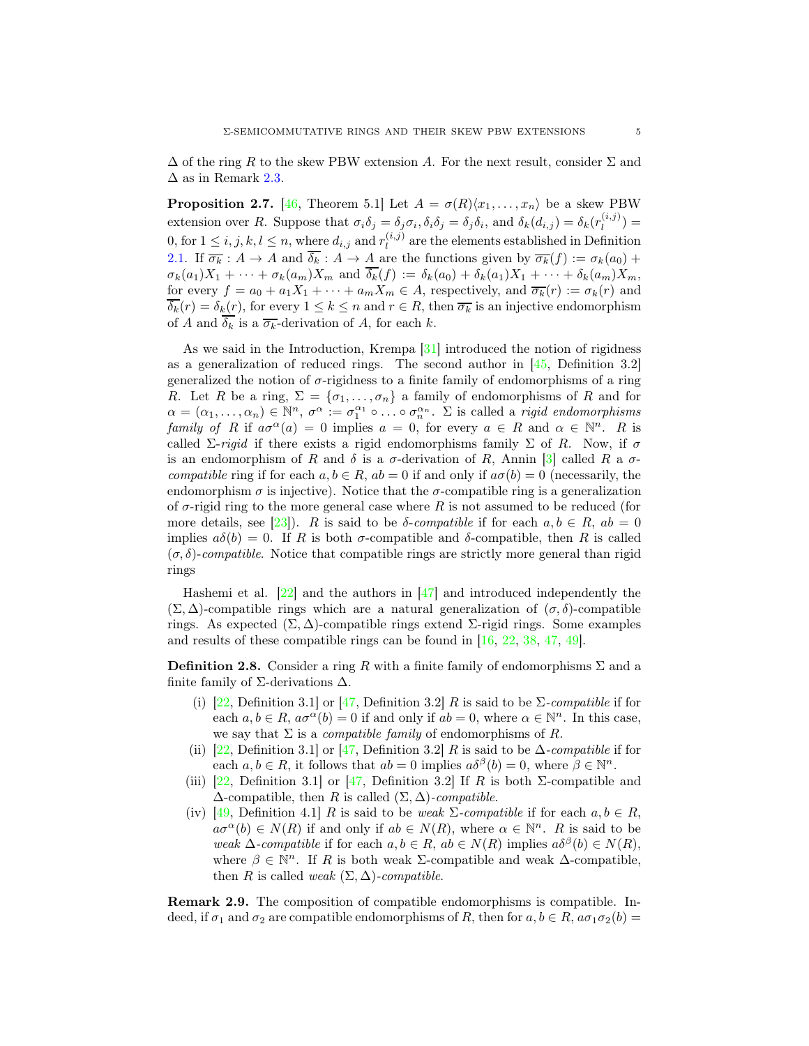$\Delta$ of the ring $R$ to the skew PBW extension $A$. For the next result, consider $\Sigma$ and $\Delta$ as in Remark 2.3.

**Proposition 2.7.** [46, Theorem 5.1] Let $A = \sigma(R)\langle x_1, \dots, x_n\rangle$ be a skew PBW extension over $R$. Suppose that $\sigma_i\delta_j = \delta_j\sigma_i$, $\delta_i\delta_j = \delta_j\delta_i$, and $\delta_k(d_{i,j}) = \delta_k(r_l^{(i,j)}) = 0$, for $1 \leq i, j, k, l \leq n$, where $d_{i,j}$ and $r_l^{(i,j)}$ are the elements established in Definition 2.1. If $\overline{\sigma_k} : A \to A$ and $\overline{\delta_k} : A \to A$ are the functions given by $\overline{\sigma_k}(f) := \sigma_k(a_0) + \sigma_k(a_1)X_1 + \cdots + \sigma_k(a_m)X_m$ and $\overline{\delta_k}(f) := \delta_k(a_0) + \delta_k(a_1)X_1 + \cdots + \delta_k(a_m)X_m$, for every $f = a_0 + a_1X_1 + \cdots + a_mX_m \in A$, respectively, and $\overline{\sigma_k}(r) := \sigma_k(r)$ and $\overline{\delta_k}(r) = \delta_k(r)$, for every $1 \leq k \leq n$ and $r \in R$, then $\overline{\sigma_k}$ is an injective endomorphism of $A$ and $\overline{\delta_k}$ is a $\overline{\sigma_k}$-derivation of $A$, for each $k$.

As we said in the Introduction, Krempa [31] introduced the notion of rigidness as a generalization of reduced rings. The second author in [45, Definition 3.2] generalized the notion of $\sigma$-rigidness to a finite family of endomorphisms of a ring $R$. Let $R$ be a ring, $\Sigma = \{\sigma_1, \dots, \sigma_n\}$ a family of endomorphisms of $R$ and for $\alpha = (\alpha_1, \dots, \alpha_n) \in \mathbb{N}^n$, $\sigma^{\alpha} := \sigma_1^{\alpha_1} \circ \dots \circ \sigma_n^{\alpha_n}$. $\Sigma$ is called a *rigid endomorphisms family of* $R$ if $a\sigma^{\alpha}(a) = 0$ implies $a = 0$, for every $a \in R$ and $\alpha \in \mathbb{N}^n$. $R$ is called $\Sigma$-*rigid* if there exists a rigid endomorphisms family $\Sigma$ of $R$. Now, if $\sigma$ is an endomorphism of $R$ and $\delta$ is a $\sigma$-derivation of $R$, Annin [3] called $R$ a $\sigma$-*compatible* ring if for each $a, b \in R$, $ab = 0$ if and only if $a\sigma(b) = 0$ (necessarily, the endomorphism $\sigma$ is injective). Notice that the $\sigma$-compatible ring is a generalization of $\sigma$-rigid ring to the more general case where $R$ is not assumed to be reduced (for more details, see [23]). $R$ is said to be $\delta$-*compatible* if for each $a, b \in R$, $ab = 0$ implies $a\delta(b) = 0$. If $R$ is both $\sigma$-compatible and $\delta$-compatible, then $R$ is called $(\sigma, \delta)$-*compatible*. Notice that compatible rings are strictly more general than rigid rings

Hashemi et al. [22] and the authors in [47] and introduced independently the $(\Sigma, \Delta)$-compatible rings which are a natural generalization of $(\sigma, \delta)$-compatible rings. As expected $(\Sigma, \Delta)$-compatible rings extend $\Sigma$-rigid rings. Some examples and results of these compatible rings can be found in [16, 22, 38, 47, 49].

**Definition 2.8.** Consider a ring $R$ with a finite family of endomorphisms $\Sigma$ and a finite family of $\Sigma$-derivations $\Delta$.

(i) [22, Definition 3.1] or [47, Definition 3.2] $R$ is said to be $\Sigma$-*compatible* if for each $a, b \in R$, $a\sigma^{\alpha}(b) = 0$ if and only if $ab = 0$, where $\alpha \in \mathbb{N}^n$. In this case, we say that $\Sigma$ is a *compatible family* of endomorphisms of $R$.

(ii) [22, Definition 3.1] or [47, Definition 3.2] $R$ is said to be $\Delta$-*compatible* if for each $a, b \in R$, it follows that $ab = 0$ implies $a\delta^{\beta}(b) = 0$, where $\beta \in \mathbb{N}^n$.

(iii) [22, Definition 3.1] or [47, Definition 3.2] If $R$ is both $\Sigma$-compatible and $\Delta$-compatible, then $R$ is called $(\Sigma, \Delta)$-*compatible*.

(iv) [49, Definition 4.1] $R$ is said to be *weak* $\Sigma$-*compatible* if for each $a, b \in R$, $a\sigma^{\alpha}(b) \in N(R)$ if and only if $ab \in N(R)$, where $\alpha \in \mathbb{N}^n$. $R$ is said to be *weak* $\Delta$-*compatible* if for each $a, b \in R$, $ab \in N(R)$ implies $a\delta^{\beta}(b) \in N(R)$, where $\beta \in \mathbb{N}^n$. If $R$ is both weak $\Sigma$-compatible and weak $\Delta$-compatible, then $R$ is called *weak* $(\Sigma, \Delta)$-*compatible*.

**Remark 2.9.** The composition of compatible endomorphisms is compatible. Indeed, if $\sigma_1$ and $\sigma_2$ are compatible endomorphisms of $R$, then for $a, b \in R$, $a\sigma_1\sigma_2(b) =$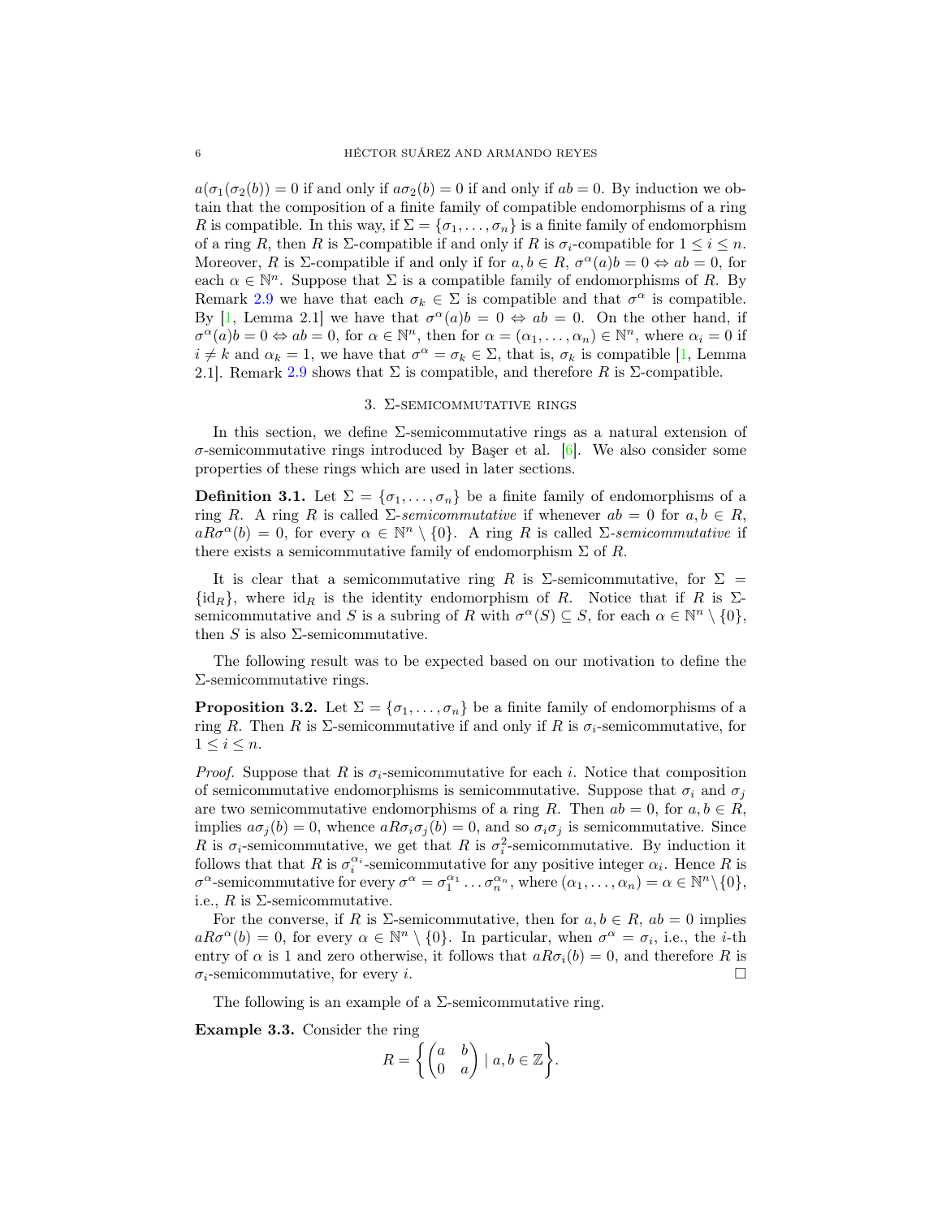$a(\sigma_1(\sigma_2(b)) = 0$ if and only if $a\sigma_2(b) = 0$ if and only if $ab = 0$. By induction we obtain that the composition of a finite family of compatible endomorphisms of a ring $R$ is compatible. In this way, if $\Sigma = \{\sigma_1, \dots, \sigma_n\}$ is a finite family of endomorphism of a ring $R$, then $R$ is $\Sigma$-compatible if and only if $R$ is $\sigma_i$-compatible for $1 \le i \le n$. Moreover, $R$ is $\Sigma$-compatible if and only if for $a, b \in R$, $\sigma^{\alpha}(a)b = 0 \Leftrightarrow ab = 0$, for each $\alpha \in \mathbb{N}^n$. Suppose that $\Sigma$ is a compatible family of endomorphisms of $R$. By Remark 2.9 we have that each $\sigma_k \in \Sigma$ is compatible and that $\sigma^{\alpha}$ is compatible. By [1, Lemma 2.1] we have that $\sigma^{\alpha}(a)b = 0 \Leftrightarrow ab = 0$. On the other hand, if $\sigma^{\alpha}(a)b = 0 \Leftrightarrow ab = 0$, for $\alpha \in \mathbb{N}^n$, then for $\alpha = (\alpha_1, \dots, \alpha_n) \in \mathbb{N}^n$, where $\alpha_i = 0$ if $i \neq k$ and $\alpha_k = 1$, we have that $\sigma^{\alpha} = \sigma_k \in \Sigma$, that is, $\sigma_k$ is compatible [1, Lemma 2.1]. Remark 2.9 shows that $\Sigma$ is compatible, and therefore $R$ is $\Sigma$-compatible.

## 3. $\Sigma$-semicommutative rings

In this section, we define $\Sigma$-semicommutative rings as a natural extension of $\sigma$-semicommutative rings introduced by Başer et al. [6]. We also consider some properties of these rings which are used in later sections.

**Definition 3.1.** Let $\Sigma = \{\sigma_1, \dots, \sigma_n\}$ be a finite family of endomorphisms of a ring $R$. A ring $R$ is called *$\Sigma$-semicommutative* if whenever $ab = 0$ for $a, b \in R$, $aR\sigma^{\alpha}(b) = 0$, for every $\alpha \in \mathbb{N}^n \setminus \{0\}$. A ring $R$ is called *$\Sigma$-semicommutative* if there exists a semicommutative family of endomorphism $\Sigma$ of $R$.

It is clear that a semicommutative ring $R$ is $\Sigma$-semicommutative, for $\Sigma = \{\mathrm{id}_R\}$, where $\mathrm{id}_R$ is the identity endomorphism of $R$. Notice that if $R$ is $\Sigma$-semicommutative and $S$ is a subring of $R$ with $\sigma^{\alpha}(S) \subseteq S$, for each $\alpha \in \mathbb{N}^n \setminus \{0\}$, then $S$ is also $\Sigma$-semicommutative.

The following result was to be expected based on our motivation to define the $\Sigma$-semicommutative rings.

**Proposition 3.2.** Let $\Sigma = \{\sigma_1, \dots, \sigma_n\}$ be a finite family of endomorphisms of a ring $R$. Then $R$ is $\Sigma$-semicommutative if and only if $R$ is $\sigma_i$-semicommutative, for $1 \le i \le n$.

*Proof.* Suppose that $R$ is $\sigma_i$-semicommutative for each $i$. Notice that composition of semicommutative endomorphisms is semicommutative. Suppose that $\sigma_i$ and $\sigma_j$ are two semicommutative endomorphisms of a ring $R$. Then $ab = 0$, for $a, b \in R$, implies $a\sigma_j(b) = 0$, whence $aR\sigma_i\sigma_j(b) = 0$, and so $\sigma_i\sigma_j$ is semicommutative. Since $R$ is $\sigma_i$-semicommutative, we get that $R$ is $\sigma_i^2$-semicommutative. By induction it follows that that $R$ is $\sigma_i^{\alpha_i}$-semicommutative for any positive integer $\alpha_i$. Hence $R$ is $\sigma^{\alpha}$-semicommutative for every $\sigma^{\alpha} = \sigma_1^{\alpha_1} \cdots \sigma_n^{\alpha_n}$, where $(\alpha_1, \dots, \alpha_n) = \alpha \in \mathbb{N}^n \setminus \{0\}$, i.e., $R$ is $\Sigma$-semicommutative.

For the converse, if $R$ is $\Sigma$-semicommutative, then for $a, b \in R$, $ab = 0$ implies $aR\sigma^{\alpha}(b) = 0$, for every $\alpha \in \mathbb{N}^n \setminus \{0\}$. In particular, when $\sigma^{\alpha} = \sigma_i$, i.e., the $i$-th entry of $\alpha$ is 1 and zero otherwise, it follows that $aR\sigma_i(b) = 0$, and therefore $R$ is $\sigma_i$-semicommutative, for every $i$. □

The following is an example of a $\Sigma$-semicommutative ring.

**Example 3.3.** Consider the ring

$$R = \left\{ \begin{pmatrix} a & b \\ 0 & a \end{pmatrix} \mid a, b \in \mathbb{Z} \right\}.$$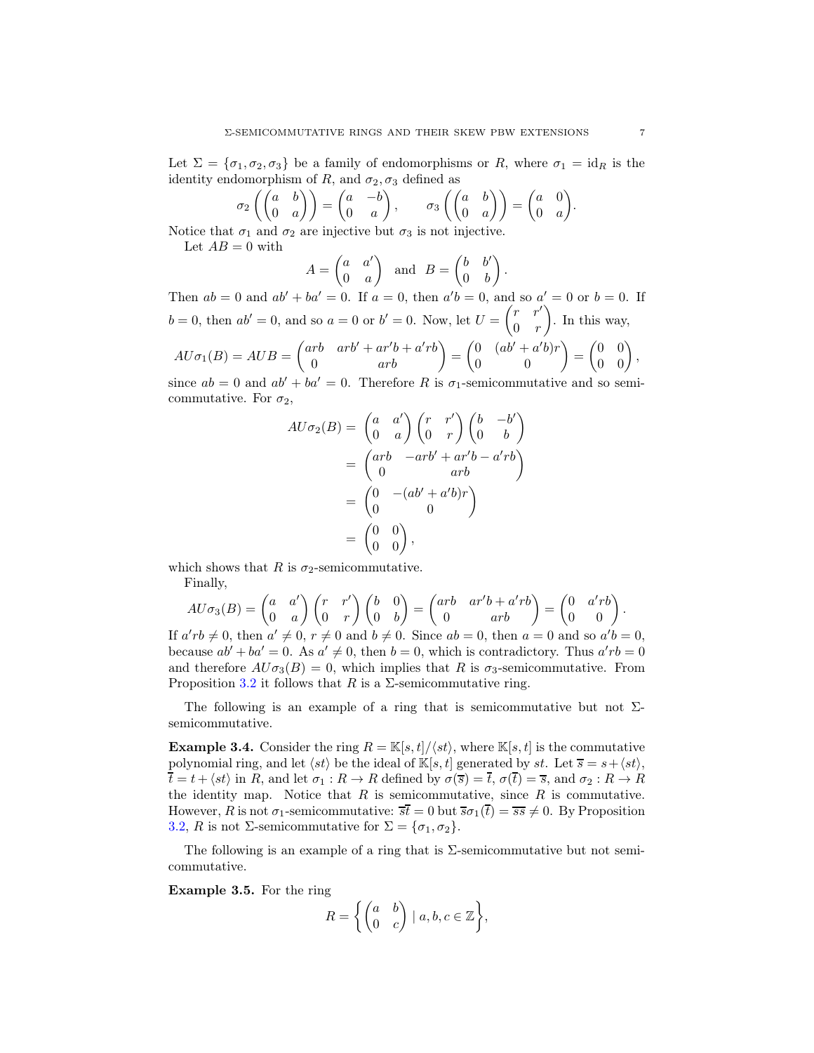Let $\Sigma = \{\sigma_1, \sigma_2, \sigma_3\}$ be a family of endomorphisms or $R$, where $\sigma_1 = \mathrm{id}_R$ is the identity endomorphism of $R$, and $\sigma_2, \sigma_3$ defined as

$$\sigma_2\left(\begin{pmatrix} a & b \\ 0 & a \end{pmatrix}\right) = \begin{pmatrix} a & -b \\ 0 & a \end{pmatrix}, \qquad \sigma_3\left(\begin{pmatrix} a & b \\ 0 & a \end{pmatrix}\right) = \begin{pmatrix} a & 0 \\ 0 & a \end{pmatrix}.$$

Notice that $\sigma_1$ and $\sigma_2$ are injective but $\sigma_3$ is not injective.

Let $AB = 0$ with

$$A = \begin{pmatrix} a & a' \\ 0 & a \end{pmatrix} \text{ and } B = \begin{pmatrix} b & b' \\ 0 & b \end{pmatrix}.$$

Then $ab = 0$ and $ab' + ba' = 0$. If $a = 0$, then $a'b = 0$, and so $a' = 0$ or $b = 0$. If $b = 0$, then $ab' = 0$, and so $a = 0$ or $b' = 0$. Now, let $U = \begin{pmatrix} r & r' \\ 0 & r \end{pmatrix}$. In this way,

$$AU\sigma_1(B) = AUB = \begin{pmatrix} arb & arb' + ar'b + a'rb \\ 0 & arb \end{pmatrix} = \begin{pmatrix} 0 & (ab' + a'b)r \\ 0 & 0 \end{pmatrix} = \begin{pmatrix} 0 & 0 \\ 0 & 0 \end{pmatrix},$$

since $ab = 0$ and $ab' + ba' = 0$. Therefore $R$ is $\sigma_1$-semicommutative and so semicommutative. For $\sigma_2$,

$$\begin{aligned} AU\sigma_2(B) &= \begin{pmatrix} a & a' \\ 0 & a \end{pmatrix} \begin{pmatrix} r & r' \\ 0 & r \end{pmatrix} \begin{pmatrix} b & -b' \\ 0 & b \end{pmatrix} \\ &= \begin{pmatrix} arb & -arb' + ar'b - a'rb \\ 0 & arb \end{pmatrix} \\ &= \begin{pmatrix} 0 & -(ab' + a'b)r \\ 0 & 0 \end{pmatrix} \\ &= \begin{pmatrix} 0 & 0 \\ 0 & 0 \end{pmatrix}, \end{aligned}$$

which shows that $R$ is $\sigma_2$-semicommutative.

Finally,

$$AU\sigma_3(B) = \begin{pmatrix} a & a' \\ 0 & a \end{pmatrix} \begin{pmatrix} r & r' \\ 0 & r \end{pmatrix} \begin{pmatrix} b & 0 \\ 0 & b \end{pmatrix} = \begin{pmatrix} arb & ar'b + a'rb \\ 0 & arb \end{pmatrix} = \begin{pmatrix} 0 & a'rb \\ 0 & 0 \end{pmatrix}.$$

If $a'rb \neq 0$, then $a' \neq 0$, $r \neq 0$ and $b \neq 0$. Since $ab = 0$, then $a = 0$ and so $a'b = 0$, because $ab' + ba' = 0$. As $a' \neq 0$, then $b = 0$, which is contradictory. Thus $a'rb = 0$ and therefore $AU\sigma_3(B) = 0$, which implies that $R$ is $\sigma_3$-semicommutative. From Proposition 3.2 it follows that $R$ is a $\Sigma$-semicommutative ring.

The following is an example of a ring that is semicommutative but not $\Sigma$-semicommutative.

**Example 3.4.** Consider the ring $R = \mathbb{K}[s,t]/\langle st\rangle$, where $\mathbb{K}[s,t]$ is the commutative polynomial ring, and let $\langle st\rangle$ be the ideal of $\mathbb{K}[s,t]$ generated by $st$. Let $\overline{s} = s + \langle st\rangle$, $\overline{t} = t + \langle st\rangle$ in $R$, and let $\sigma_1 : R \to R$ defined by $\sigma(\overline{s}) = \overline{t}$, $\sigma(\overline{t}) = \overline{s}$, and $\sigma_2 : R \to R$ the identity map. Notice that $R$ is semicommutative, since $R$ is commutative. However, $R$ is not $\sigma_1$-semicommutative: $\overline{s}\overline{t} = 0$ but $\overline{s}\sigma_1(\overline{t}) = \overline{ss} \neq 0$. By Proposition 3.2, $R$ is not $\Sigma$-semicommutative for $\Sigma = \{\sigma_1, \sigma_2\}$.

The following is an example of a ring that is $\Sigma$-semicommutative but not semicommutative.

**Example 3.5.** For the ring

$$R = \left\{ \begin{pmatrix} a & b \\ 0 & c \end{pmatrix} \mid a, b, c \in \mathbb{Z} \right\},$$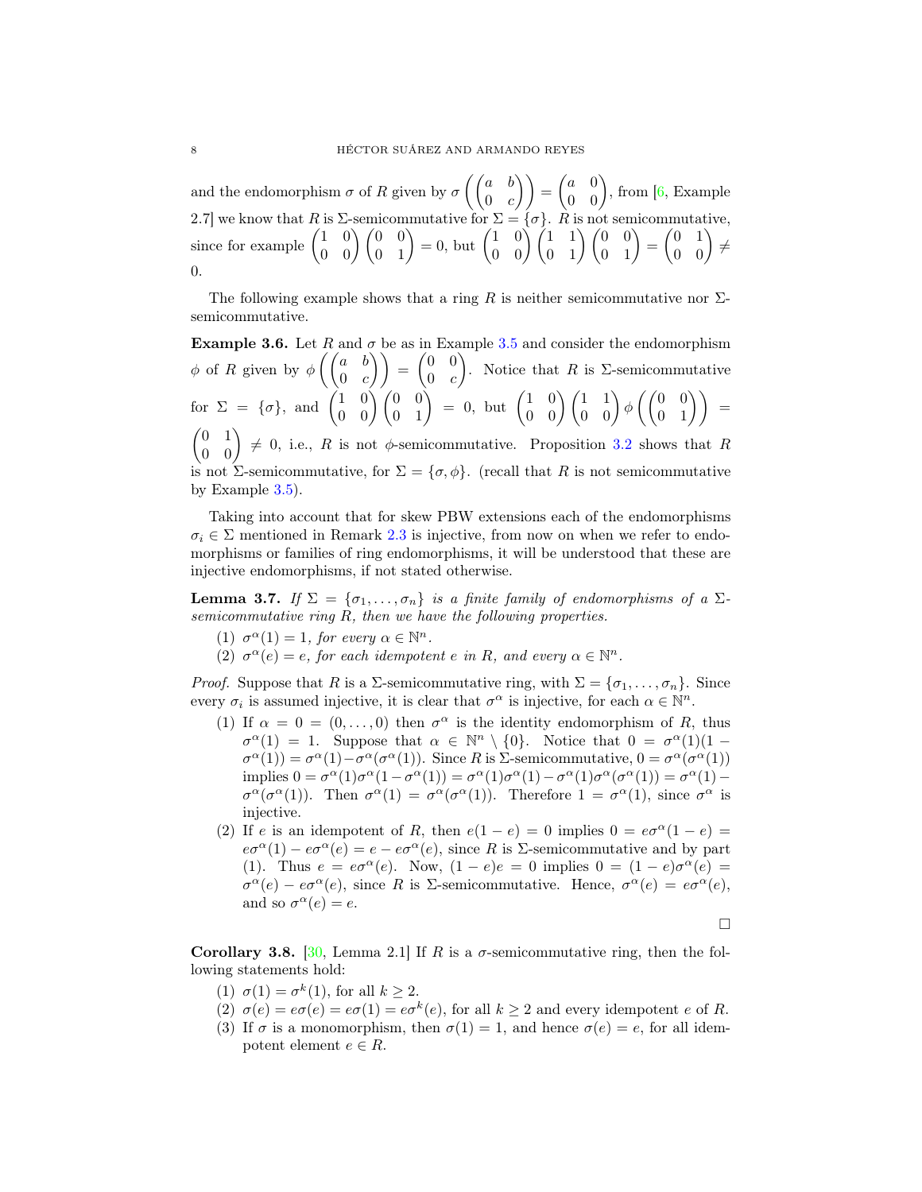and the endomorphism $\sigma$ of $R$ given by $\sigma\left(\begin{pmatrix} a & b \\ 0 & c \end{pmatrix}\right) = \begin{pmatrix} a & 0 \\ 0 & 0 \end{pmatrix}$, from [6, Example 2.7] we know that $R$ is $\Sigma$-semicommutative for $\Sigma = \{\sigma\}$. $R$ is not semicommutative, since for example $\begin{pmatrix} 1 & 0 \\ 0 & 0 \end{pmatrix}\begin{pmatrix} 0 & 0 \\ 0 & 1 \end{pmatrix} = 0$, but $\begin{pmatrix} 1 & 0 \\ 0 & 0 \end{pmatrix}\begin{pmatrix} 1 & 1 \\ 0 & 1 \end{pmatrix}\begin{pmatrix} 0 & 0 \\ 0 & 1 \end{pmatrix} = \begin{pmatrix} 0 & 1 \\ 0 & 0 \end{pmatrix} \neq 0$.

The following example shows that a ring $R$ is neither semicommutative nor $\Sigma$-semicommutative.

**Example 3.6.** Let $R$ and $\sigma$ be as in Example 3.5 and consider the endomorphism $\phi$ of $R$ given by $\phi\left(\begin{pmatrix} a & b \\ 0 & c \end{pmatrix}\right) = \begin{pmatrix} 0 & 0 \\ 0 & c \end{pmatrix}$. Notice that $R$ is $\Sigma$-semicommutative for $\Sigma = \{\sigma\}$, and $\begin{pmatrix} 1 & 0 \\ 0 & 0 \end{pmatrix}\begin{pmatrix} 0 & 0 \\ 0 & 1 \end{pmatrix} = 0$, but $\begin{pmatrix} 1 & 0 \\ 0 & 0 \end{pmatrix}\begin{pmatrix} 1 & 1 \\ 0 & 0 \end{pmatrix}\phi\left(\begin{pmatrix} 0 & 0 \\ 0 & 1 \end{pmatrix}\right) = \begin{pmatrix} 0 & 1 \\ 0 & 0 \end{pmatrix} \neq 0$, i.e., $R$ is not $\phi$-semicommutative. Proposition 3.2 shows that $R$ is not $\Sigma$-semicommutative, for $\Sigma = \{\sigma, \phi\}$. (recall that $R$ is not semicommutative by Example 3.5).

Taking into account that for skew PBW extensions each of the endomorphisms $\sigma_i \in \Sigma$ mentioned in Remark 2.3 is injective, from now on when we refer to endomorphisms or families of ring endomorphisms, it will be understood that these are injective endomorphisms, if not stated otherwise.

**Lemma 3.7.** *If $\Sigma = \{\sigma_1, \dots, \sigma_n\}$ is a finite family of endomorphisms of a $\Sigma$-semicommutative ring $R$, then we have the following properties.*

1. *$\sigma^{\alpha}(1) = 1$, for every $\alpha \in \mathbb{N}^n$.*
2. *$\sigma^{\alpha}(e) = e$, for each idempotent $e$ in $R$, and every $\alpha \in \mathbb{N}^n$.*

*Proof.* Suppose that $R$ is a $\Sigma$-semicommutative ring, with $\Sigma = \{\sigma_1, \dots, \sigma_n\}$. Since every $\sigma_i$ is assumed injective, it is clear that $\sigma^{\alpha}$ is injective, for each $\alpha \in \mathbb{N}^n$.

1. If $\alpha = 0 = (0, \dots, 0)$ then $\sigma^{\alpha}$ is the identity endomorphism of $R$, thus $\sigma^{\alpha}(1) = 1$. Suppose that $\alpha \in \mathbb{N}^n \setminus \{0\}$. Notice that $0 = \sigma^{\alpha}(1)(1 - \sigma^{\alpha}(1)) = \sigma^{\alpha}(1) - \sigma^{\alpha}(\sigma^{\alpha}(1))$. Since $R$ is $\Sigma$-semicommutative, $0 = \sigma^{\alpha}(\sigma^{\alpha}(1))$ implies $0 = \sigma^{\alpha}(1)\sigma^{\alpha}(1 - \sigma^{\alpha}(1)) = \sigma^{\alpha}(1)\sigma^{\alpha}(1) - \sigma^{\alpha}(1)\sigma^{\alpha}(\sigma^{\alpha}(1)) = \sigma^{\alpha}(1) - \sigma^{\alpha}(\sigma^{\alpha}(1))$. Then $\sigma^{\alpha}(1) = \sigma^{\alpha}(\sigma^{\alpha}(1))$. Therefore $1 = \sigma^{\alpha}(1)$, since $\sigma^{\alpha}$ is injective.
2. If $e$ is an idempotent of $R$, then $e(1 - e) = 0$ implies $0 = e\sigma^{\alpha}(1 - e) = e\sigma^{\alpha}(1) - e\sigma^{\alpha}(e) = e - e\sigma^{\alpha}(e)$, since $R$ is $\Sigma$-semicommutative and by part (1). Thus $e = e\sigma^{\alpha}(e)$. Now, $(1 - e)e = 0$ implies $0 = (1 - e)\sigma^{\alpha}(e) = \sigma^{\alpha}(e) - e\sigma^{\alpha}(e)$, since $R$ is $\Sigma$-semicommutative. Hence, $\sigma^{\alpha}(e) = e\sigma^{\alpha}(e)$, and so $\sigma^{\alpha}(e) = e$.

$\square$

**Corollary 3.8.** [30, Lemma 2.1] If $R$ is a $\sigma$-semicommutative ring, then the following statements hold:

1. $\sigma(1) = \sigma^k(1)$, for all $k \geq 2$.
2. $\sigma(e) = e\sigma(e) = e\sigma(1) = e\sigma^k(e)$, for all $k \geq 2$ and every idempotent $e$ of $R$.
3. If $\sigma$ is a monomorphism, then $\sigma(1) = 1$, and hence $\sigma(e) = e$, for all idempotent element $e \in R$.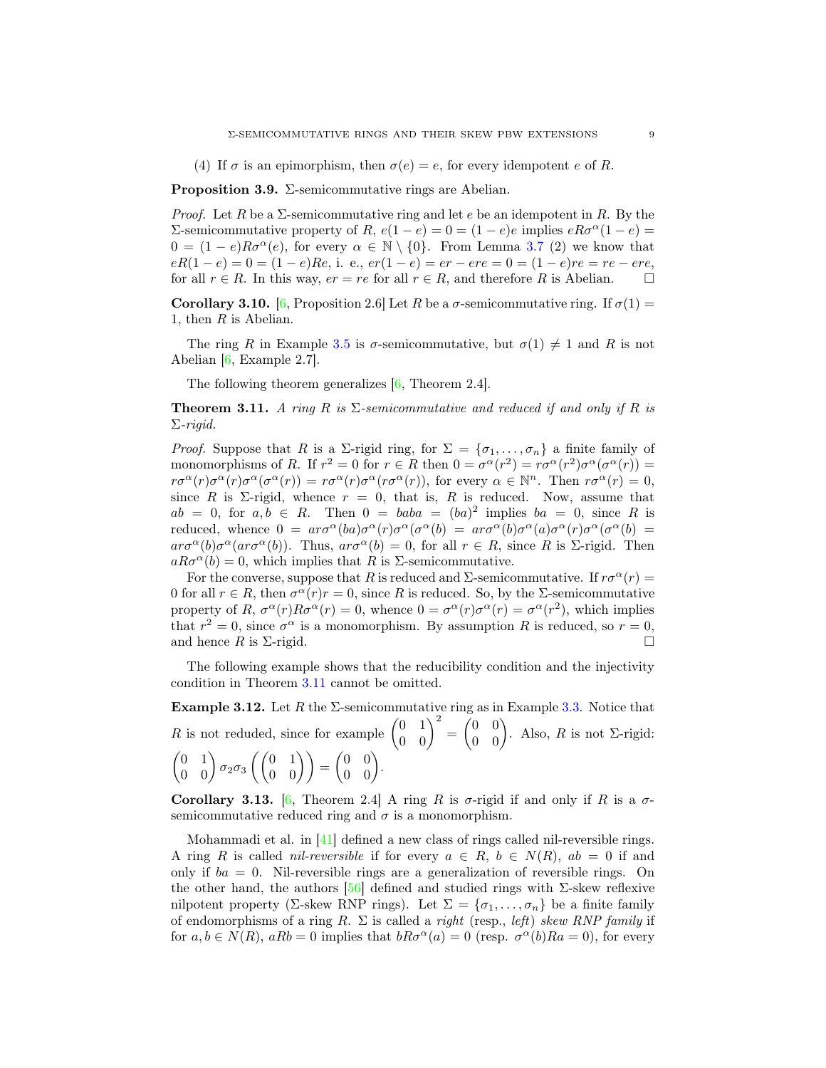(4) If $\sigma$ is an epimorphism, then $\sigma(e) = e$, for every idempotent $e$ of $R$.

**Proposition 3.9.** $\Sigma$-semicommutative rings are Abelian.

*Proof.* Let $R$ be a $\Sigma$-semicommutative ring and let $e$ be an idempotent in $R$. By the $\Sigma$-semicommutative property of $R$, $e(1-e) = 0 = (1-e)e$ implies $eR\sigma^{\alpha}(1-e) = 0 = (1-e)R\sigma^{\alpha}(e)$, for every $\alpha \in \mathbb{N} \setminus \{0\}$. From Lemma 3.7 (2) we know that $eR(1-e) = 0 = (1-e)Re$, i. e., $er(1-e) = er - ere = 0 = (1-e)re = re - ere$, for all $r \in R$. In this way, $er = re$ for all $r \in R$, and therefore $R$ is Abelian. $\square$

**Corollary 3.10.** [6, Proposition 2.6] Let $R$ be a $\sigma$-semicommutative ring. If $\sigma(1) = 1$, then $R$ is Abelian.

The ring $R$ in Example 3.5 is $\sigma$-semicommutative, but $\sigma(1) \neq 1$ and $R$ is not Abelian [6, Example 2.7].

The following theorem generalizes [6, Theorem 2.4].

**Theorem 3.11.** *A ring $R$ is $\Sigma$-semicommutative and reduced if and only if $R$ is $\Sigma$-rigid.*

*Proof.* Suppose that $R$ is a $\Sigma$-rigid ring, for $\Sigma = \{\sigma_1, \dots, \sigma_n\}$ a finite family of monomorphisms of $R$. If $r^2 = 0$ for $r \in R$ then $0 = \sigma^{\alpha}(r^2) = r\sigma^{\alpha}(r^2)\sigma^{\alpha}(\sigma^{\alpha}(r)) = r\sigma^{\alpha}(r)\sigma^{\alpha}(r)\sigma^{\alpha}(\sigma^{\alpha}(r)) = r\sigma^{\alpha}(r)\sigma^{\alpha}(r\sigma^{\alpha}(r))$, for every $\alpha \in \mathbb{N}^n$. Then $r\sigma^{\alpha}(r) = 0$, since $R$ is $\Sigma$-rigid, whence $r = 0$, that is, $R$ is reduced. Now, assume that $ab = 0$, for $a, b \in R$. Then $0 = baba = (ba)^2$ implies $ba = 0$, since $R$ is reduced, whence $0 = ar\sigma^{\alpha}(ba)\sigma^{\alpha}(r)\sigma^{\alpha}(\sigma^{\alpha}(b) = ar\sigma^{\alpha}(b)\sigma^{\alpha}(a)\sigma^{\alpha}(r)\sigma^{\alpha}(\sigma^{\alpha}(b) = ar\sigma^{\alpha}(b)\sigma^{\alpha}(ar\sigma^{\alpha}(b))$. Thus, $ar\sigma^{\alpha}(b) = 0$, for all $r \in R$, since $R$ is $\Sigma$-rigid. Then $aR\sigma^{\alpha}(b) = 0$, which implies that $R$ is $\Sigma$-semicommutative.

For the converse, suppose that $R$ is reduced and $\Sigma$-semicommutative. If $r\sigma^{\alpha}(r) = 0$ for all $r \in R$, then $\sigma^{\alpha}(r)r = 0$, since $R$ is reduced. So, by the $\Sigma$-semicommutative property of $R$, $\sigma^{\alpha}(r)R\sigma^{\alpha}(r) = 0$, whence $0 = \sigma^{\alpha}(r)\sigma^{\alpha}(r) = \sigma^{\alpha}(r^2)$, which implies that $r^2 = 0$, since $\sigma^{\alpha}$ is a monomorphism. By assumption $R$ is reduced, so $r = 0$, and hence $R$ is $\Sigma$-rigid. $\square$

The following example shows that the reducibility condition and the injectivity condition in Theorem 3.11 cannot be omitted.

**Example 3.12.** Let $R$ the $\Sigma$-semicommutative ring as in Example 3.3. Notice that $R$ is not reduded, since for example $\begin{pmatrix} 0 & 1 \\ 0 & 0 \end{pmatrix}^2 = \begin{pmatrix} 0 & 0 \\ 0 & 0 \end{pmatrix}$. Also, $R$ is not $\Sigma$-rigid: $\begin{pmatrix} 0 & 1 \\ 0 & 0 \end{pmatrix} \sigma_2\sigma_3 \left( \begin{pmatrix} 0 & 1 \\ 0 & 0 \end{pmatrix} \right) = \begin{pmatrix} 0 & 0 \\ 0 & 0 \end{pmatrix}$.

**Corollary 3.13.** [6, Theorem 2.4] A ring $R$ is $\sigma$-rigid if and only if $R$ is a $\sigma$-semicommutative reduced ring and $\sigma$ is a monomorphism.

Mohammadi et al. in [41] defined a new class of rings called nil-reversible rings. A ring $R$ is called *nil-reversible* if for every $a \in R$, $b \in N(R)$, $ab = 0$ if and only if $ba = 0$. Nil-reversible rings are a generalization of reversible rings. On the other hand, the authors [56] defined and studied rings with $\Sigma$-skew reflexive nilpotent property ($\Sigma$-skew RNP rings). Let $\Sigma = \{\sigma_1, \dots, \sigma_n\}$ be a finite family of endomorphisms of a ring $R$. $\Sigma$ is called a *right* (resp., *left*) *skew RNP family* if for $a, b \in N(R)$, $aRb = 0$ implies that $bR\sigma^{\alpha}(a) = 0$ (resp. $\sigma^{\alpha}(b)Ra = 0$), for every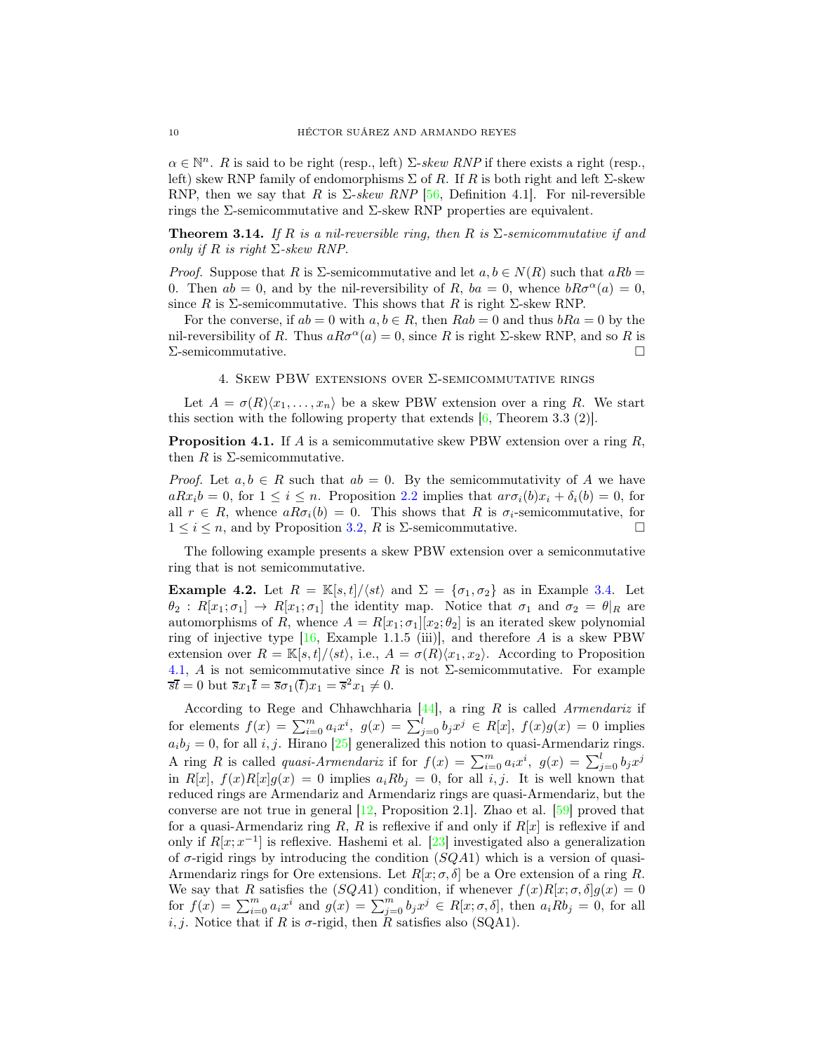$\alpha \in \mathbb{N}^n$. $R$ is said to be right (resp., left) $\Sigma$-*skew RNP* if there exists a right (resp., left) skew RNP family of endomorphisms $\Sigma$ of $R$. If $R$ is both right and left $\Sigma$-skew RNP, then we say that $R$ is $\Sigma$-*skew RNP* [56, Definition 4.1]. For nil-reversible rings the $\Sigma$-semicommutative and $\Sigma$-skew RNP properties are equivalent.

**Theorem 3.14.** *If $R$ is a nil-reversible ring, then $R$ is $\Sigma$-semicommutative if and only if $R$ is right $\Sigma$-skew RNP.*

*Proof.* Suppose that $R$ is $\Sigma$-semicommutative and let $a, b \in N(R)$ such that $aRb = 0$. Then $ab = 0$, and by the nil-reversibility of $R$, $ba = 0$, whence $bR\sigma^{\alpha}(a) = 0$, since $R$ is $\Sigma$-semicommutative. This shows that $R$ is right $\Sigma$-skew RNP.

For the converse, if $ab = 0$ with $a, b \in R$, then $Rab = 0$ and thus $bRa = 0$ by the nil-reversibility of $R$. Thus $aR\sigma^{\alpha}(a) = 0$, since $R$ is right $\Sigma$-skew RNP, and so $R$ is $\Sigma$-semicommutative. □

## 4. Skew PBW extensions over $\Sigma$-semicommutative rings

Let $A = \sigma(R)\langle x_1, \dots, x_n\rangle$ be a skew PBW extension over a ring $R$. We start this section with the following property that extends [6, Theorem 3.3 (2)].

**Proposition 4.1.** If $A$ is a semicommutative skew PBW extension over a ring $R$, then $R$ is $\Sigma$-semicommutative.

*Proof.* Let $a, b \in R$ such that $ab = 0$. By the semicommutativity of $A$ we have $aRx_ib = 0$, for $1 \leq i \leq n$. Proposition 2.2 implies that $ar\sigma_i(b)x_i + \delta_i(b) = 0$, for all $r \in R$, whence $aR\sigma_i(b) = 0$. This shows that $R$ is $\sigma_i$-semicommutative, for $1 \leq i \leq n$, and by Proposition 3.2, $R$ is $\Sigma$-semicommutative. □

The following example presents a skew PBW extension over a semiconmutative ring that is not semicommutative.

**Example 4.2.** Let $R = \mathbb{K}[s, t]/\langle st\rangle$ and $\Sigma = \{\sigma_1, \sigma_2\}$ as in Example 3.4. Let $\theta_2 : R[x_1; \sigma_1] \to R[x_1; \sigma_1]$ the identity map. Notice that $\sigma_1$ and $\sigma_2 = \theta|_R$ are automorphisms of $R$, whence $A = R[x_1; \sigma_1][x_2; \theta_2]$ is an iterated skew polynomial ring of injective type [16, Example 1.1.5 (iii)], and therefore $A$ is a skew PBW extension over $R = \mathbb{K}[s, t]/\langle st\rangle$, i.e., $A = \sigma(R)\langle x_1, x_2\rangle$. According to Proposition 4.1, $A$ is not semicommutative since $R$ is not $\Sigma$-semicommutative. For example $\overline{st} = 0$ but $\overline{s}x_1\overline{t} = \overline{s}\sigma_1(\overline{t})x_1 = \overline{s}^2x_1 \neq 0$.

According to Rege and Chhawchharia [44], a ring $R$ is called *Armendariz* if for elements $f(x) = \sum_{i=0}^{m} a_ix^i,\ g(x) = \sum_{j=0}^{l} b_jx^j \in R[x]$, $f(x)g(x) = 0$ implies $a_ib_j = 0$, for all $i, j$. Hirano [25] generalized this notion to quasi-Armendariz rings. A ring $R$ is called *quasi-Armendariz* if for $f(x) = \sum_{i=0}^{m} a_ix^i,\ g(x) = \sum_{j=0}^{l} b_jx^j$ in $R[x]$, $f(x)R[x]g(x) = 0$ implies $a_iRb_j = 0$, for all $i, j$. It is well known that reduced rings are Armendariz and Armendariz rings are quasi-Armendariz, but the converse are not true in general [12, Proposition 2.1]. Zhao et al. [59] proved that for a quasi-Armendariz ring $R$, $R$ is reflexive if and only if $R[x]$ is reflexive if and only if $R[x; x^{-1}]$ is reflexive. Hashemi et al. [23] investigated also a generalization of $\sigma$-rigid rings by introducing the condition $(SQA1)$ which is a version of quasi-Armendariz rings for Ore extensions. Let $R[x; \sigma, \delta]$ be a Ore extension of a ring $R$. We say that $R$ satisfies the $(SQA1)$ condition, if whenever $f(x)R[x; \sigma, \delta]g(x) = 0$ for $f(x) = \sum_{i=0}^{m} a_ix^i$ and $g(x) = \sum_{j=0}^{m} b_jx^j \in R[x; \sigma, \delta]$, then $a_iRb_j = 0$, for all $i, j$. Notice that if $R$ is $\sigma$-rigid, then $R$ satisfies also (SQA1).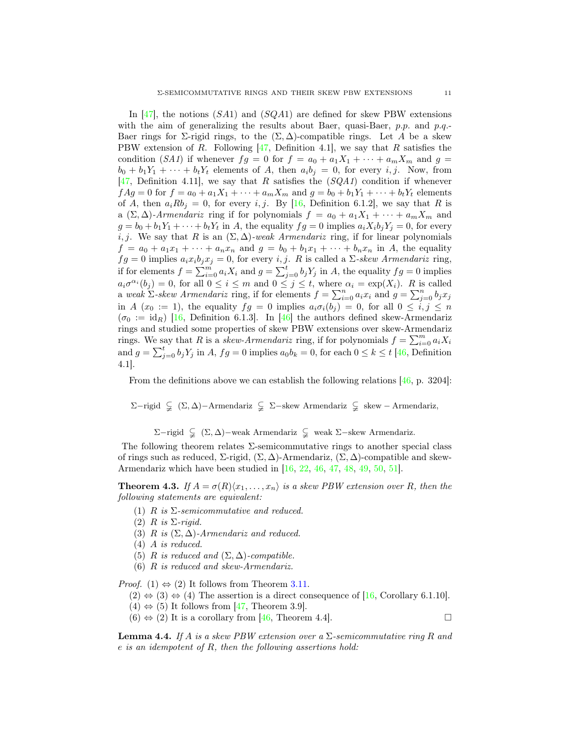In [47], the notions $(SA1)$ and $(SQA1)$ are defined for skew PBW extensions with the aim of generalizing the results about Baer, quasi-Baer, *p.p.* and *p.q.*-Baer rings for $\Sigma$-rigid rings, to the $(\Sigma, \Delta)$-compatible rings. Let $A$ be a skew PBW extension of $R$. Following [47, Definition 4.1], we say that $R$ satisfies the condition *(SA1)* if whenever $fg = 0$ for $f = a_0 + a_1X_1 + \cdots + a_mX_m$ and $g = b_0 + b_1Y_1 + \cdots + b_tY_t$ elements of $A$, then $a_ib_j = 0$, for every $i, j$. Now, from [47, Definition 4.11], we say that $R$ satisfies the *(SQA1)* condition if whenever $fAg = 0$ for $f = a_0 + a_1X_1 + \cdots + a_mX_m$ and $g = b_0 + b_1Y_1 + \cdots + b_tY_t$ elements of $A$, then $a_iRb_j = 0$, for every $i, j$. By [16, Definition 6.1.2], we say that $R$ is a $(\Sigma, \Delta)$-*Armendariz* ring if for polynomials $f = a_0 + a_1X_1 + \cdots + a_mX_m$ and $g = b_0 + b_1Y_1 + \cdots + b_tY_t$ in $A$, the equality $fg = 0$ implies $a_iX_ib_jY_j = 0$, for every $i, j$. We say that $R$ is an $(\Sigma, \Delta)$-*weak Armendariz* ring, if for linear polynomials $f = a_0 + a_1x_1 + \cdots + a_nx_n$ and $g = b_0 + b_1x_1 + \cdots + b_nx_n$ in $A$, the equality $fg = 0$ implies $a_ix_ib_jx_j = 0$, for every $i, j$. $R$ is called a $\Sigma$-*skew Armendariz* ring, if for elements $f = \sum_{i=0}^{m} a_iX_i$ and $g = \sum_{j=0}^{t} b_jY_j$ in $A$, the equality $fg = 0$ implies $a_i\sigma^{\alpha_i}(b_j) = 0$, for all $0 \leq i \leq m$ and $0 \leq j \leq t$, where $\alpha_i = \exp(X_i)$. $R$ is called a *weak* $\Sigma$-*skew Armendariz* ring, if for elements $f = \sum_{i=0}^{n} a_ix_i$ and $g = \sum_{j=0}^{n} b_jx_j$ in $A$ ($x_0 := 1$), the equality $fg = 0$ implies $a_i\sigma_i(b_j) = 0$, for all $0 \leq i, j \leq n$ ($\sigma_0 := \mathrm{id}_R$) [16, Definition 6.1.3]. In [46] the authors defined skew-Armendariz rings and studied some properties of skew PBW extensions over skew-Armendariz rings. We say that $R$ is a *skew-Armendariz* ring, if for polynomials $f = \sum_{i=0}^{m} a_iX_i$ and $g = \sum_{j=0}^{t} b_jY_j$ in $A$, $fg = 0$ implies $a_0b_k = 0$, for each $0 \leq k \leq t$ [46, Definition 4.1].

From the definitions above we can establish the following relations [46, p. 3204]:

$$\Sigma-\text{rigid} \subsetneqq (\Sigma,\Delta)-\text{Armendariz} \subsetneqq \Sigma-\text{skew Armendariz} \subsetneqq \text{skew}-\text{Armendariz},$$

$$\Sigma-\text{rigid} \subsetneqq (\Sigma,\Delta)-\text{weak Armendariz} \subsetneqq \text{weak } \Sigma-\text{skew Armendariz}.$$

The following theorem relates $\Sigma$-semicommutative rings to another special class of rings such as reduced, $\Sigma$-rigid, $(\Sigma, \Delta)$-Armendariz, $(\Sigma, \Delta)$-compatible and skew-Armendariz which have been studied in [16, 22, 46, 47, 48, 49, 50, 51].

**Theorem 4.3.** *If $A = \sigma(R)\langle x_1, \ldots, x_n\rangle$ is a skew PBW extension over $R$, then the following statements are equivalent:*

1. *$R$ is $\Sigma$-semicommutative and reduced.*
2. *$R$ is $\Sigma$-rigid.*
3. *$R$ is $(\Sigma, \Delta)$-Armendariz and reduced.*
4. *$A$ is reduced.*
5. *$R$ is reduced and $(\Sigma, \Delta)$-compatible.*
6. *$R$ is reduced and skew-Armendariz.*

*Proof.* (1) $\Leftrightarrow$ (2) It follows from Theorem 3.11.

(2) $\Leftrightarrow$ (3) $\Leftrightarrow$ (4) The assertion is a direct consequence of [16, Corollary 6.1.10].

(4) $\Leftrightarrow$ (5) It follows from [47, Theorem 3.9].

(6) $\Leftrightarrow$ (2) It is a corollary from [46, Theorem 4.4]. $\square$

**Lemma 4.4.** *If $A$ is a skew PBW extension over a $\Sigma$-semicommutative ring $R$ and $e$ is an idempotent of $R$, then the following assertions hold:*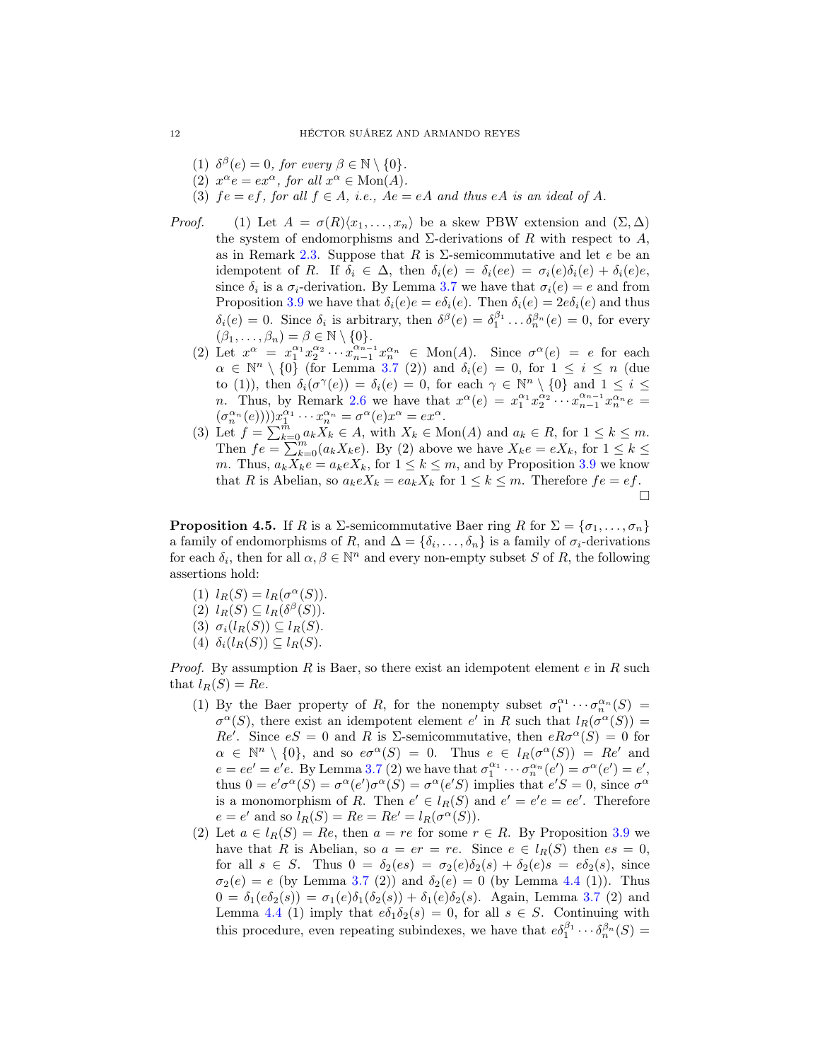(1) $\delta^{\beta}(e) = 0$, *for every* $\beta \in \mathbb{N} \setminus \{0\}$.

(2) $x^{\alpha}e = ex^{\alpha}$, *for all* $x^{\alpha} \in \mathrm{Mon}(A)$.

(3) $fe = ef$, *for all* $f \in A$, *i.e.*, $Ae = eA$ *and thus* $eA$ *is an ideal of* $A$.

*Proof.* (1) Let $A = \sigma(R)\langle x_1, \dots, x_n\rangle$ be a skew PBW extension and $(\Sigma, \Delta)$ the system of endomorphisms and $\Sigma$-derivations of $R$ with respect to $A$, as in Remark 2.3. Suppose that $R$ is $\Sigma$-semicommutative and let $e$ be an idempotent of $R$. If $\delta_i \in \Delta$, then $\delta_i(e) = \delta_i(ee) = \sigma_i(e)\delta_i(e) + \delta_i(e)e$, since $\delta_i$ is a $\sigma_i$-derivation. By Lemma 3.7 we have that $\sigma_i(e) = e$ and from Proposition 3.9 we have that $\delta_i(e)e = e\delta_i(e)$. Then $\delta_i(e) = 2e\delta_i(e)$ and thus $\delta_i(e) = 0$. Since $\delta_i$ is arbitrary, then $\delta^{\beta}(e) = \delta_1^{\beta_1}\dots\delta_n^{\beta_n}(e) = 0$, for every $(\beta_1, \dots, \beta_n) = \beta \in \mathbb{N} \setminus \{0\}$.

(2) Let $x^{\alpha} = x_1^{\alpha_1}x_2^{\alpha_2}\cdots x_{n-1}^{\alpha_{n-1}}x_n^{\alpha_n} \in \mathrm{Mon}(A)$. Since $\sigma^{\alpha}(e) = e$ for each $\alpha \in \mathbb{N}^n \setminus \{0\}$ (for Lemma 3.7 (2)) and $\delta_i(e) = 0$, for $1 \leq i \leq n$ (due to (1)), then $\delta_i(\sigma^{\gamma}(e)) = \delta_i(e) = 0$, for each $\gamma \in \mathbb{N}^n \setminus \{0\}$ and $1 \leq i \leq n$. Thus, by Remark 2.6 we have that $x^{\alpha}(e) = x_1^{\alpha_1}x_2^{\alpha_2}\cdots x_{n-1}^{\alpha_{n-1}}x_n^{\alpha_n}e = (\sigma_n^{\alpha_n}(e))))x_1^{\alpha_1}\cdots x_n^{\alpha_n} = \sigma^{\alpha}(e)x^{\alpha} = ex^{\alpha}$.

(3) Let $f = \sum_{k=0}^{m} a_kX_k \in A$, with $X_k \in \mathrm{Mon}(A)$ and $a_k \in R$, for $1 \leq k \leq m$. Then $fe = \sum_{k=0}^{m}(a_kX_ke)$. By (2) above we have $X_ke = eX_k$, for $1 \leq k \leq m$. Thus, $a_kX_ke = a_keX_k$, for $1 \leq k \leq m$, and by Proposition 3.9 we know that $R$ is Abelian, so $a_keX_k = ea_kX_k$ for $1 \leq k \leq m$. Therefore $fe = ef$. $\square$

**Proposition 4.5.** If $R$ is a $\Sigma$-semicommutative Baer ring $R$ for $\Sigma = \{\sigma_1, \dots, \sigma_n\}$ a family of endomorphisms of $R$, and $\Delta = \{\delta_i, \dots, \delta_n\}$ is a family of $\sigma_i$-derivations for each $\delta_i$, then for all $\alpha, \beta \in \mathbb{N}^n$ and every non-empty subset $S$ of $R$, the following assertions hold:

(1) $l_R(S) = l_R(\sigma^{\alpha}(S))$.

(2) $l_R(S) \subseteq l_R(\delta^{\beta}(S))$.

(3) $\sigma_i(l_R(S)) \subseteq l_R(S)$.

(4) $\delta_i(l_R(S)) \subseteq l_R(S)$.

*Proof.* By assumption $R$ is Baer, so there exist an idempotent element $e$ in $R$ such that $l_R(S) = Re$.

(1) By the Baer property of $R$, for the nonempty subset $\sigma_1^{\alpha_1}\cdots\sigma_n^{\alpha_n}(S) = \sigma^{\alpha}(S)$, there exist an idempotent element $e'$ in $R$ such that $l_R(\sigma^{\alpha}(S)) = Re'$. Since $eS = 0$ and $R$ is $\Sigma$-semicommutative, then $eR\sigma^{\alpha}(S) = 0$ for $\alpha \in \mathbb{N}^n \setminus \{0\}$, and so $e\sigma^{\alpha}(S) = 0$. Thus $e \in l_R(\sigma^{\alpha}(S)) = Re'$ and $e = ee' = e'e$. By Lemma 3.7 (2) we have that $\sigma_1^{\alpha_1}\cdots\sigma_n^{\alpha_n}(e') = \sigma^{\alpha}(e') = e'$, thus $0 = e'\sigma^{\alpha}(S) = \sigma^{\alpha}(e')\sigma^{\alpha}(S) = \sigma^{\alpha}(e'S)$ implies that $e'S = 0$, since $\sigma^{\alpha}$ is a monomorphism of $R$. Then $e' \in l_R(S)$ and $e' = e'e = ee'$. Therefore $e = e'$ and so $l_R(S) = Re = Re' = l_R(\sigma^{\alpha}(S))$.

(2) Let $a \in l_R(S) = Re$, then $a = re$ for some $r \in R$. By Proposition 3.9 we have that $R$ is Abelian, so $a = er = re$. Since $e \in l_R(S)$ then $es = 0$, for all $s \in S$. Thus $0 = \delta_2(es) = \sigma_2(e)\delta_2(s) + \delta_2(e)s = e\delta_2(s)$, since $\sigma_2(e) = e$ (by Lemma 3.7 (2)) and $\delta_2(e) = 0$ (by Lemma 4.4 (1)). Thus $0 = \delta_1(e\delta_2(s)) = \sigma_1(e)\delta_1(\delta_2(s)) + \delta_1(e)\delta_2(s)$. Again, Lemma 3.7 (2) and Lemma 4.4 (1) imply that $e\delta_1\delta_2(s) = 0$, for all $s \in S$. Continuing with this procedure, even repeating subindexes, we have that $e\delta_1^{\beta_1}\cdots\delta_n^{\beta_n}(S) =$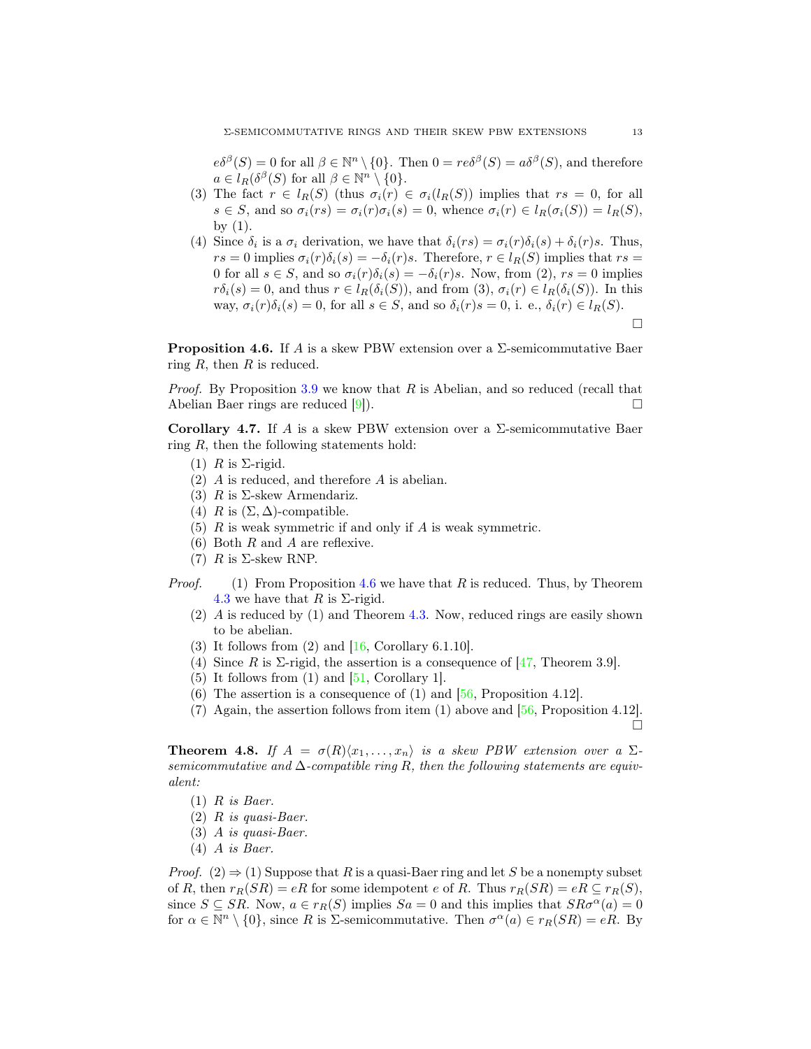$e\delta^{\beta}(S) = 0$ for all $\beta \in \mathbb{N}^n \setminus \{0\}$. Then $0 = re\delta^{\beta}(S) = a\delta^{\beta}(S)$, and therefore $a \in l_R(\delta^{\beta}(S)$ for all $\beta \in \mathbb{N}^n \setminus \{0\}$.

(3) The fact $r \in l_R(S)$ (thus $\sigma_i(r) \in \sigma_i(l_R(S))$ implies that $rs = 0$, for all $s \in S$, and so $\sigma_i(rs) = \sigma_i(r)\sigma_i(s) = 0$, whence $\sigma_i(r) \in l_R(\sigma_i(S)) = l_R(S)$, by (1).

(4) Since $\delta_i$ is a $\sigma_i$ derivation, we have that $\delta_i(rs) = \sigma_i(r)\delta_i(s) + \delta_i(r)s$. Thus, $rs = 0$ implies $\sigma_i(r)\delta_i(s) = -\delta_i(r)s$. Therefore, $r \in l_R(S)$ implies that $rs = 0$ for all $s \in S$, and so $\sigma_i(r)\delta_i(s) = -\delta_i(r)s$. Now, from (2), $rs = 0$ implies $r\delta_i(s) = 0$, and thus $r \in l_R(\delta_i(S))$, and from (3), $\sigma_i(r) \in l_R(\delta_i(S))$. In this way, $\sigma_i(r)\delta_i(s) = 0$, for all $s \in S$, and so $\delta_i(r)s = 0$, i. e., $\delta_i(r) \in l_R(S)$.

□

**Proposition 4.6.** If $A$ is a skew PBW extension over a $\Sigma$-semicommutative Baer ring $R$, then $R$ is reduced.

*Proof.* By Proposition 3.9 we know that $R$ is Abelian, and so reduced (recall that Abelian Baer rings are reduced [9]). □

**Corollary 4.7.** If $A$ is a skew PBW extension over a $\Sigma$-semicommutative Baer ring $R$, then the following statements hold:

1. $R$ is $\Sigma$-rigid.
2. $A$ is reduced, and therefore $A$ is abelian.
3. $R$ is $\Sigma$-skew Armendariz.
4. $R$ is $(\Sigma, \Delta)$-compatible.
5. $R$ is weak symmetric if and only if $A$ is weak symmetric.
6. Both $R$ and $A$ are reflexive.
7. $R$ is $\Sigma$-skew RNP.

*Proof.*
1. From Proposition 4.6 we have that $R$ is reduced. Thus, by Theorem 4.3 we have that $R$ is $\Sigma$-rigid.
2. $A$ is reduced by (1) and Theorem 4.3. Now, reduced rings are easily shown to be abelian.
3. It follows from (2) and [16, Corollary 6.1.10].
4. Since $R$ is $\Sigma$-rigid, the assertion is a consequence of [47, Theorem 3.9].
5. It follows from (1) and [51, Corollary 1].
6. The assertion is a consequence of (1) and [56, Proposition 4.12].
7. Again, the assertion follows from item (1) above and [56, Proposition 4.12].

□

**Theorem 4.8.** *If $A = \sigma(R)\langle x_1, \ldots, x_n\rangle$ is a skew PBW extension over a $\Sigma$-semicommutative and $\Delta$-compatible ring $R$, then the following statements are equivalent:*

1. *$R$ is Baer.*
2. *$R$ is quasi-Baer.*
3. *$A$ is quasi-Baer.*
4. *$A$ is Baer.*

*Proof.* (2) ⇒ (1) Suppose that $R$ is a quasi-Baer ring and let $S$ be a nonempty subset of $R$, then $r_R(SR) = eR$ for some idempotent $e$ of $R$. Thus $r_R(SR) = eR \subseteq r_R(S)$, since $S \subseteq SR$. Now, $a \in r_R(S)$ implies $Sa = 0$ and this implies that $SR\sigma^{\alpha}(a) = 0$ for $\alpha \in \mathbb{N}^n \setminus \{0\}$, since $R$ is $\Sigma$-semicommutative. Then $\sigma^{\alpha}(a) \in r_R(SR) = eR$. By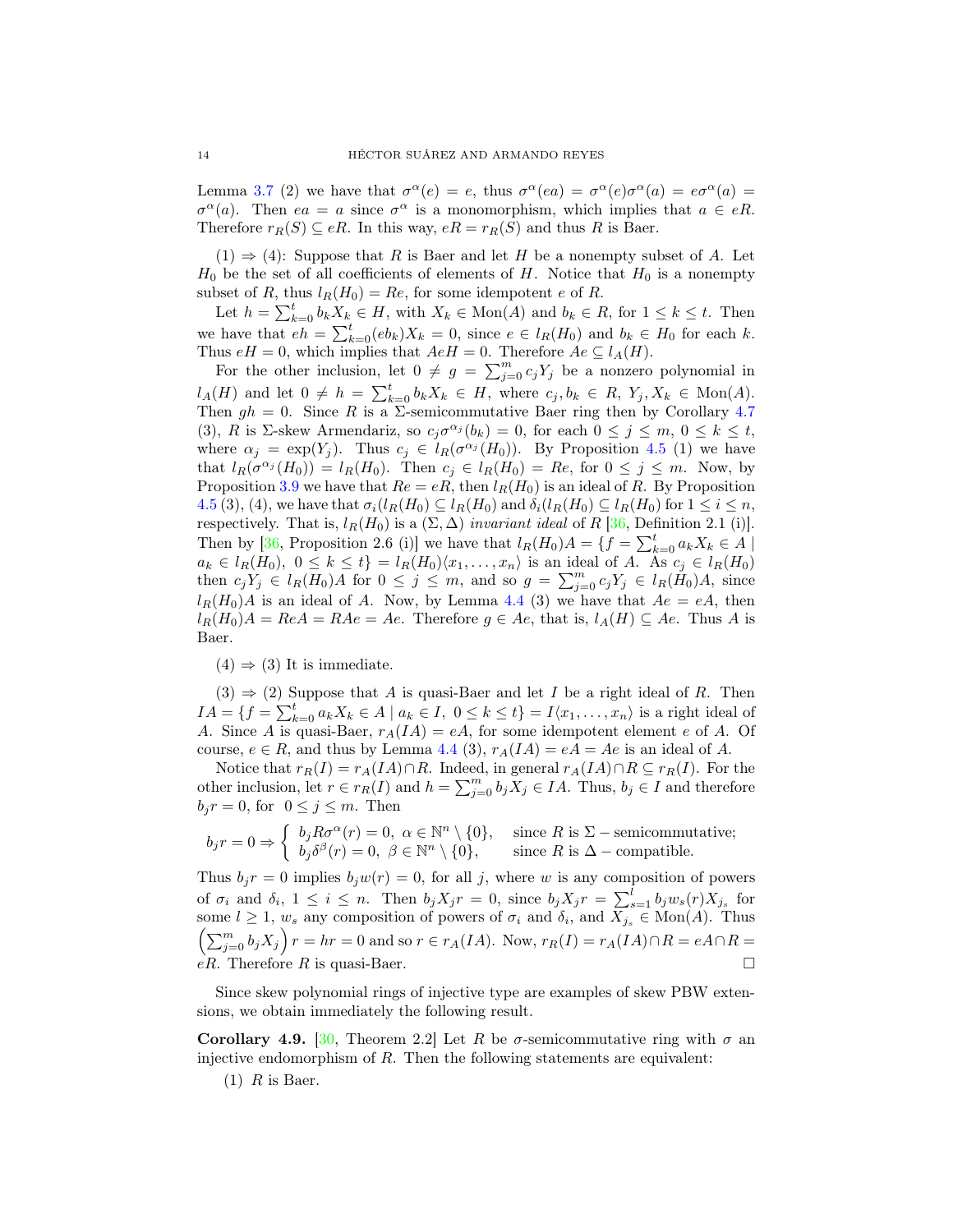Lemma 3.7 (2) we have that $\sigma^{\alpha}(e) = e$, thus $\sigma^{\alpha}(ea) = \sigma^{\alpha}(e)\sigma^{\alpha}(a) = e\sigma^{\alpha}(a) = \sigma^{\alpha}(a)$. Then $ea = a$ since $\sigma^{\alpha}$ is a monomorphism, which implies that $a \in eR$. Therefore $r_R(S) \subseteq eR$. In this way, $eR = r_R(S)$ and thus $R$ is Baer.

(1) $\Rightarrow$ (4): Suppose that $R$ is Baer and let $H$ be a nonempty subset of $A$. Let $H_0$ be the set of all coefficients of elements of $H$. Notice that $H_0$ is a nonempty subset of $R$, thus $l_R(H_0) = Re$, for some idempotent $e$ of $R$.

Let $h = \sum_{k=0}^{t} b_k X_k \in H$, with $X_k \in \text{Mon}(A)$ and $b_k \in R$, for $1 \leq k \leq t$. Then we have that $eh = \sum_{k=0}^{t}(eb_k)X_k = 0$, since $e \in l_R(H_0)$ and $b_k \in H_0$ for each $k$. Thus $eH = 0$, which implies that $AeH = 0$. Therefore $Ae \subseteq l_A(H)$.

For the other inclusion, let $0 \neq g = \sum_{j=0}^{m} c_j Y_j$ be a nonzero polynomial in $l_A(H)$ and let $0 \neq h = \sum_{k=0}^{t} b_k X_k \in H$, where $c_j, b_k \in R$, $Y_j, X_k \in \text{Mon}(A)$. Then $gh = 0$. Since $R$ is a $\Sigma$-semicommutative Baer ring then by Corollary 4.7 (3), $R$ is $\Sigma$-skew Armendariz, so $c_j\sigma^{\alpha_j}(b_k) = 0$, for each $0 \leq j \leq m$, $0 \leq k \leq t$, where $\alpha_j = \exp(Y_j)$. Thus $c_j \in l_R(\sigma^{\alpha_j}(H_0))$. By Proposition 4.5 (1) we have that $l_R(\sigma^{\alpha_j}(H_0)) = l_R(H_0)$. Then $c_j \in l_R(H_0) = Re$, for $0 \leq j \leq m$. Now, by Proposition 3.9 we have that $Re = eR$, then $l_R(H_0)$ is an ideal of $R$. By Proposition 4.5 (3), (4), we have that $\sigma_i(l_R(H_0) \subseteq l_R(H_0)$ and $\delta_i(l_R(H_0) \subseteq l_R(H_0)$ for $1 \leq i \leq n$, respectively. That is, $l_R(H_0)$ is a $(\Sigma, \Delta)$ *invariant ideal* of $R$ [36, Definition 2.1 (i)]. Then by [36, Proposition 2.6 (i)] we have that $l_R(H_0)A = \{f = \sum_{k=0}^{t} a_k X_k \in A \mid a_k \in l_R(H_0),\ 0 \leq k \leq t\} = l_R(H_0)\langle x_1, \dots, x_n\rangle$ is an ideal of $A$. As $c_j \in l_R(H_0)$ then $c_j Y_j \in l_R(H_0)A$ for $0 \leq j \leq m$, and so $g = \sum_{j=0}^{m} c_j Y_j \in l_R(H_0)A$, since $l_R(H_0)A$ is an ideal of $A$. Now, by Lemma 4.4 (3) we have that $Ae = eA$, then $l_R(H_0)A = ReA = RAe = Ae$. Therefore $g \in Ae$, that is, $l_A(H) \subseteq Ae$. Thus $A$ is Baer.

(4) $\Rightarrow$ (3) It is immediate.

(3) $\Rightarrow$ (2) Suppose that $A$ is quasi-Baer and let $I$ be a right ideal of $R$. Then $IA = \{f = \sum_{k=0}^{t} a_k X_k \in A \mid a_k \in I,\ 0 \leq k \leq t\} = I\langle x_1, \dots, x_n\rangle$ is a right ideal of $A$. Since $A$ is quasi-Baer, $r_A(IA) = eA$, for some idempotent element $e$ of $A$. Of course, $e \in R$, and thus by Lemma 4.4 (3), $r_A(IA) = eA = Ae$ is an ideal of $A$.

Notice that $r_R(I) = r_A(IA) \cap R$. Indeed, in general $r_A(IA) \cap R \subseteq r_R(I)$. For the other inclusion, let $r \in r_R(I)$ and $h = \sum_{j=0}^{m} b_j X_j \in IA$. Thus, $b_j \in I$ and therefore $b_j r = 0$, for $0 \leq j \leq m$. Then

$$b_j r = 0 \Rightarrow \begin{cases} b_j R\sigma^{\alpha}(r) = 0,\ \alpha \in \mathbb{N}^n \setminus \{0\}, & \text{since } R \text{ is } \Sigma-\text{semicommutative;} \\ b_j\delta^{\beta}(r) = 0,\ \beta \in \mathbb{N}^n \setminus \{0\}, & \text{since } R \text{ is } \Delta-\text{compatible.} \end{cases}$$

Thus $b_j r = 0$ implies $b_j w(r) = 0$, for all $j$, where $w$ is any composition of powers of $\sigma_i$ and $\delta_i$, $1 \leq i \leq n$. Then $b_j X_j r = 0$, since $b_j X_j r = \sum_{s=1}^{l} b_j w_s(r) X_{j_s}$ for some $l \geq 1$, $w_s$ any composition of powers of $\sigma_i$ and $\delta_i$, and $X_{j_s} \in \text{Mon}(A)$. Thus $\left(\sum_{j=0}^{m} b_j X_j\right) r = hr = 0$ and so $r \in r_A(IA)$. Now, $r_R(I) = r_A(IA) \cap R = eA \cap R = eR$. Therefore $R$ is quasi-Baer. $\square$

Since skew polynomial rings of injective type are examples of skew PBW extensions, we obtain immediately the following result.

**Corollary 4.9.** [30, Theorem 2.2] Let $R$ be $\sigma$-semicommutative ring with $\sigma$ an injective endomorphism of $R$. Then the following statements are equivalent:

(1) $R$ is Baer.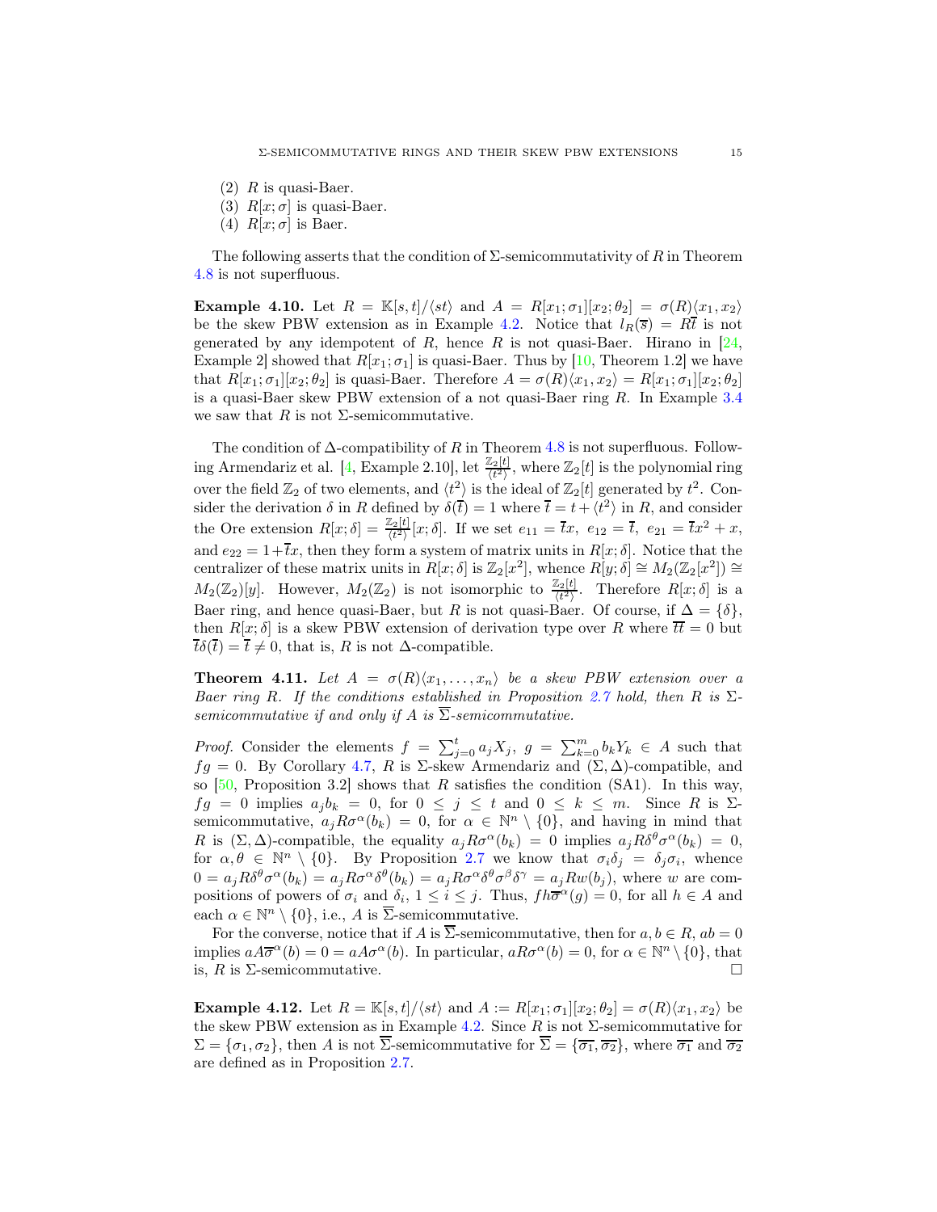(2) $R$ is quasi-Baer.
(3) $R[x;\sigma]$ is quasi-Baer.
(4) $R[x;\sigma]$ is Baer.

The following asserts that the condition of $\Sigma$-semicommutativity of $R$ in Theorem 4.8 is not superfluous.

**Example 4.10.** Let $R = \mathbb{K}[s,t]/\langle st\rangle$ and $A = R[x_1;\sigma_1][x_2;\theta_2] = \sigma(R)\langle x_1, x_2\rangle$ be the skew PBW extension as in Example 4.2. Notice that $l_R(\overline{s}) = R\overline{t}$ is not generated by any idempotent of $R$, hence $R$ is not quasi-Baer. Hirano in [24, Example 2] showed that $R[x_1;\sigma_1]$ is quasi-Baer. Thus by [10, Theorem 1.2] we have that $R[x_1;\sigma_1][x_2;\theta_2]$ is quasi-Baer. Therefore $A = \sigma(R)\langle x_1, x_2\rangle = R[x_1;\sigma_1][x_2;\theta_2]$ is a quasi-Baer skew PBW extension of a not quasi-Baer ring $R$. In Example 3.4 we saw that $R$ is not $\Sigma$-semicommutative.

The condition of $\Delta$-compatibility of $R$ in Theorem 4.8 is not superfluous. Following Armendariz et al. [4, Example 2.10], let $\frac{\mathbb{Z}_2[t]}{\langle t^2\rangle}$, where $\mathbb{Z}_2[t]$ is the polynomial ring over the field $\mathbb{Z}_2$ of two elements, and $\langle t^2\rangle$ is the ideal of $\mathbb{Z}_2[t]$ generated by $t^2$. Consider the derivation $\delta$ in $R$ defined by $\delta(\overline{t}) = 1$ where $\overline{t} = t + \langle t^2\rangle$ in $R$, and consider the Ore extension $R[x;\delta] = \frac{\mathbb{Z}_2[t]}{\langle t^2\rangle}[x;\delta]$. If we set $e_{11} = \overline{t}x,\ e_{12} = \overline{t},\ e_{21} = \overline{t}x^2 + x$, and $e_{22} = 1 + \overline{t}x$, then they form a system of matrix units in $R[x;\delta]$. Notice that the centralizer of these matrix units in $R[x;\delta]$ is $\mathbb{Z}_2[x^2]$, whence $R[y;\delta] \cong M_2(\mathbb{Z}_2[x^2]) \cong M_2(\mathbb{Z}_2)[y]$. However, $M_2(\mathbb{Z}_2)$ is not isomorphic to $\frac{\mathbb{Z}_2[t]}{\langle t^2\rangle}$. Therefore $R[x;\delta]$ is a Baer ring, and hence quasi-Baer, but $R$ is not quasi-Baer. Of course, if $\Delta = \{\delta\}$, then $R[x;\delta]$ is a skew PBW extension of derivation type over $R$ where $\overline{t}\overline{t} = 0$ but $\overline{t}\delta(\overline{t}) = \overline{t} \neq 0$, that is, $R$ is not $\Delta$-compatible.

**Theorem 4.11.** *Let $A = \sigma(R)\langle x_1,\dots,x_n\rangle$ be a skew PBW extension over a Baer ring $R$. If the conditions established in Proposition 2.7 hold, then $R$ is $\Sigma$-semicommutative if and only if $A$ is $\overline{\Sigma}$-semicommutative.*

*Proof.* Consider the elements $f = \sum_{j=0}^{t} a_jX_j,\ g = \sum_{k=0}^{m} b_kY_k \in A$ such that $fg = 0$. By Corollary 4.7, $R$ is $\Sigma$-skew Armendariz and $(\Sigma,\Delta)$-compatible, and so [50, Proposition 3.2] shows that $R$ satisfies the condition (SA1). In this way, $fg = 0$ implies $a_jb_k = 0$, for $0 \le j \le t$ and $0 \le k \le m$. Since $R$ is $\Sigma$-semicommutative, $a_jR\sigma^{\alpha}(b_k) = 0$, for $\alpha \in \mathbb{N}^n \setminus \{0\}$, and having in mind that $R$ is $(\Sigma,\Delta)$-compatible, the equality $a_jR\sigma^{\alpha}(b_k) = 0$ implies $a_jR\delta^{\theta}\sigma^{\alpha}(b_k) = 0$, for $\alpha,\theta \in \mathbb{N}^n \setminus \{0\}$. By Proposition 2.7 we know that $\sigma_i\delta_j = \delta_j\sigma_i$, whence $0 = a_jR\delta^{\theta}\sigma^{\alpha}(b_k) = a_jR\sigma^{\alpha}\delta^{\theta}(b_k) = a_jR\sigma^{\alpha}\delta^{\theta}\sigma^{\beta}\delta^{\gamma} = a_jRw(b_j)$, where $w$ are compositions of powers of $\sigma_i$ and $\delta_i$, $1 \le i \le j$. Thus, $fh\overline{\sigma}^{\alpha}(g) = 0$, for all $h \in A$ and each $\alpha \in \mathbb{N}^n \setminus \{0\}$, i.e., $A$ is $\overline{\Sigma}$-semicommutative.

For the converse, notice that if $A$ is $\overline{\Sigma}$-semicommutative, then for $a,b \in R$, $ab = 0$ implies $aA\overline{\sigma}^{\alpha}(b) = 0 = aA\sigma^{\alpha}(b)$. In particular, $aR\sigma^{\alpha}(b) = 0$, for $\alpha \in \mathbb{N}^n \setminus \{0\}$, that is, $R$ is $\Sigma$-semicommutative. □

**Example 4.12.** Let $R = \mathbb{K}[s,t]/\langle st\rangle$ and $A := R[x_1;\sigma_1][x_2;\theta_2] = \sigma(R)\langle x_1, x_2\rangle$ be the skew PBW extension as in Example 4.2. Since $R$ is not $\Sigma$-semicommutative for $\Sigma = \{\sigma_1,\sigma_2\}$, then $A$ is not $\overline{\Sigma}$-semicommutative for $\overline{\Sigma} = \{\overline{\sigma_1},\overline{\sigma_2}\}$, where $\overline{\sigma_1}$ and $\overline{\sigma_2}$ are defined as in Proposition 2.7.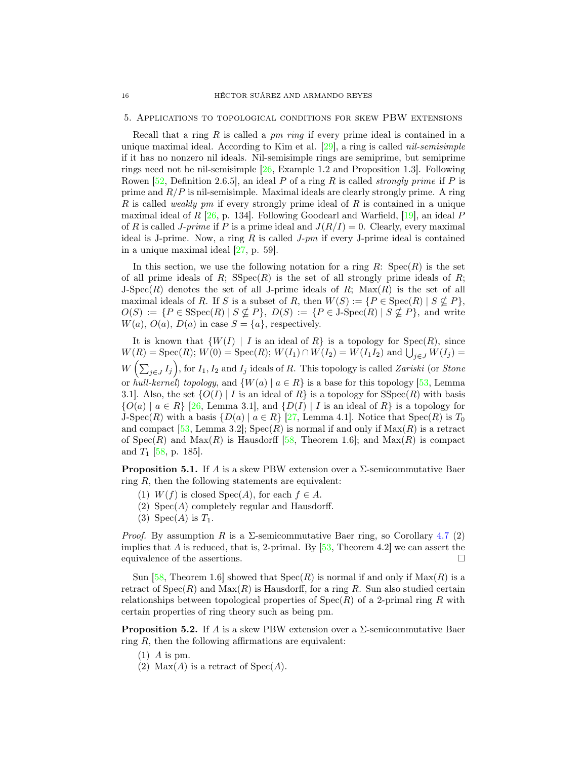## 5. Applications to topological conditions for skew PBW extensions

Recall that a ring $R$ is called a *pm ring* if every prime ideal is contained in a unique maximal ideal. According to Kim et al. [29], a ring is called *nil-semisimple* if it has no nonzero nil ideals. Nil-semisimple rings are semiprime, but semiprime rings need not be nil-semisimple [26, Example 1.2 and Proposition 1.3]. Following Rowen [52, Definition 2.6.5], an ideal $P$ of a ring $R$ is called *strongly prime* if $P$ is prime and $R/P$ is nil-semisimple. Maximal ideals are clearly strongly prime. A ring $R$ is called *weakly pm* if every strongly prime ideal of $R$ is contained in a unique maximal ideal of $R$ [26, p. 134]. Following Goodearl and Warfield, [19], an ideal $P$ of $R$ is called *J-prime* if $P$ is a prime ideal and $J(R/I) = 0$. Clearly, every maximal ideal is J-prime. Now, a ring $R$ is called *J-pm* if every J-prime ideal is contained in a unique maximal ideal [27, p. 59].

In this section, we use the following notation for a ring $R$: $\text{Spec}(R)$ is the set of all prime ideals of $R$; $\text{SSpec}(R)$ is the set of all strongly prime ideals of $R$; $\text{J-Spec}(R)$ denotes the set of all J-prime ideals of $R$; $\text{Max}(R)$ is the set of all maximal ideals of $R$. If $S$ is a subset of $R$, then $W(S) := \{P \in \text{Spec}(R) \mid S \nsubseteq P\}$, $O(S) := \{P \in \text{SSpec}(R) \mid S \nsubseteq P\}$, $D(S) := \{P \in \text{J-Spec}(R) \mid S \nsubseteq P\}$, and write $W(a)$, $O(a)$, $D(a)$ in case $S = \{a\}$, respectively.

It is known that $\{W(I) \mid I \text{ is an ideal of } R\}$ is a topology for $\text{Spec}(R)$, since $W(R) = \text{Spec}(R)$; $W(0) = \text{Spec}(R)$; $W(I_1) \cap W(I_2) = W(I_1I_2)$ and $\bigcup_{j\in J} W(I_j) = W\left(\sum_{j\in J} I_j\right)$, for $I_1, I_2$ and $I_j$ ideals of $R$. This topology is called *Zariski* (or *Stone* or *hull-kernel*) *topology*, and $\{W(a) \mid a \in R\}$ is a base for this topology [53, Lemma 3.1]. Also, the set $\{O(I) \mid I \text{ is an ideal of } R\}$ is a topology for $\text{SSpec}(R)$ with basis $\{O(a) \mid a \in R\}$ [26, Lemma 3.1], and $\{D(I) \mid I \text{ is an ideal of } R\}$ is a topology for $\text{J-Spec}(R)$ with a basis $\{D(a) \mid a \in R\}$ [27, Lemma 4.1]. Notice that $\text{Spec}(R)$ is $T_0$ and compact [53, Lemma 3.2]; $\text{Spec}(R)$ is normal if and only if $\text{Max}(R)$ is a retract of $\text{Spec}(R)$ and $\text{Max}(R)$ is Hausdorff [58, Theorem 1.6]; and $\text{Max}(R)$ is compact and $T_1$ [58, p. 185].

**Proposition 5.1.** If $A$ is a skew PBW extension over a $\Sigma$-semicommutative Baer ring $R$, then the following statements are equivalent:

1. $W(f)$ is closed $\text{Spec}(A)$, for each $f \in A$.
2. $\text{Spec}(A)$ completely regular and Hausdorff.
3. $\text{Spec}(A)$ is $T_1$.

*Proof.* By assumption $R$ is a $\Sigma$-semicommutative Baer ring, so Corollary 4.7 (2) implies that $A$ is reduced, that is, 2-primal. By [53, Theorem 4.2] we can assert the equivalence of the assertions. □

Sun [58, Theorem 1.6] showed that $\text{Spec}(R)$ is normal if and only if $\text{Max}(R)$ is a retract of $\text{Spec}(R)$ and $\text{Max}(R)$ is Hausdorff, for a ring $R$. Sun also studied certain relationships between topological properties of $\text{Spec}(R)$ of a 2-primal ring $R$ with certain properties of ring theory such as being pm.

**Proposition 5.2.** If $A$ is a skew PBW extension over a $\Sigma$-semicommutative Baer ring $R$, then the following affirmations are equivalent:

1. $A$ is pm.
2. $\text{Max}(A)$ is a retract of $\text{Spec}(A)$.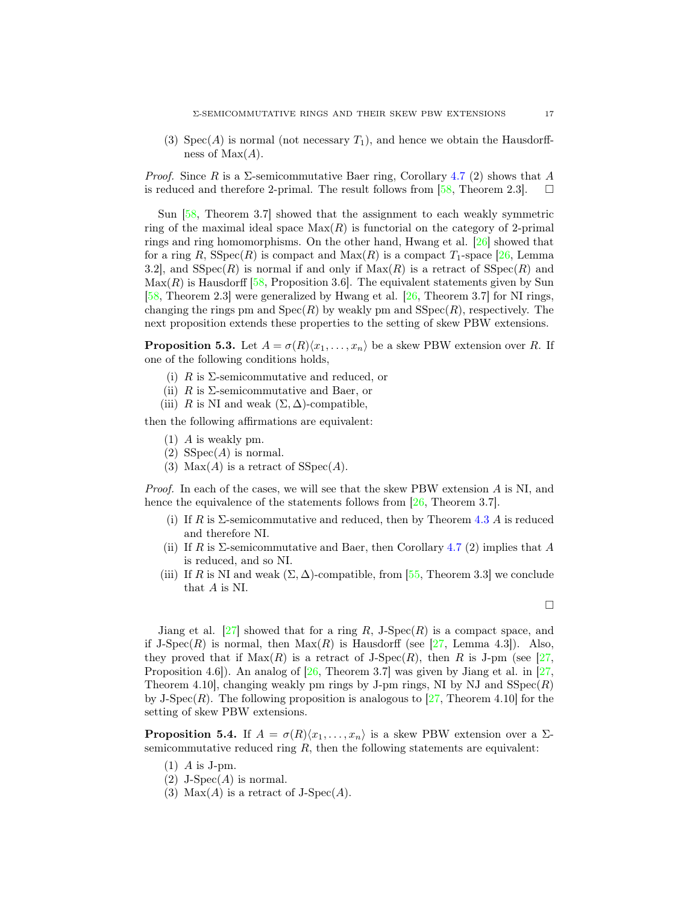(3) $\mathrm{Spec}(A)$ is normal (not necessary $T_1$), and hence we obtain the Hausdorffness of $\mathrm{Max}(A)$.

*Proof.* Since $R$ is a $\Sigma$-semicommutative Baer ring, Corollary 4.7 (2) shows that $A$ is reduced and therefore 2-primal. The result follows from [58, Theorem 2.3]. □

Sun [58, Theorem 3.7] showed that the assignment to each weakly symmetric ring of the maximal ideal space $\mathrm{Max}(R)$ is functorial on the category of 2-primal rings and ring homomorphisms. On the other hand, Hwang et al. [26] showed that for a ring $R$, $\mathrm{SSpec}(R)$ is compact and $\mathrm{Max}(R)$ is a compact $T_1$-space [26, Lemma 3.2], and $\mathrm{SSpec}(R)$ is normal if and only if $\mathrm{Max}(R)$ is a retract of $\mathrm{SSpec}(R)$ and $\mathrm{Max}(R)$ is Hausdorff [58, Proposition 3.6]. The equivalent statements given by Sun [58, Theorem 2.3] were generalized by Hwang et al. [26, Theorem 3.7] for NI rings, changing the rings pm and $\mathrm{Spec}(R)$ by weakly pm and $\mathrm{SSpec}(R)$, respectively. The next proposition extends these properties to the setting of skew PBW extensions.

**Proposition 5.3.** Let $A = \sigma(R)\langle x_1, \dots, x_n\rangle$ be a skew PBW extension over $R$. If one of the following conditions holds,

(i) $R$ is $\Sigma$-semicommutative and reduced, or
(ii) $R$ is $\Sigma$-semicommutative and Baer, or
(iii) $R$ is NI and weak $(\Sigma, \Delta)$-compatible,

then the following affirmations are equivalent:

(1) $A$ is weakly pm.
(2) $\mathrm{SSpec}(A)$ is normal.
(3) $\mathrm{Max}(A)$ is a retract of $\mathrm{SSpec}(A)$.

*Proof.* In each of the cases, we will see that the skew PBW extension $A$ is NI, and hence the equivalence of the statements follows from [26, Theorem 3.7].

(i) If $R$ is $\Sigma$-semicommutative and reduced, then by Theorem 4.3 $A$ is reduced and therefore NI.
(ii) If $R$ is $\Sigma$-semicommutative and Baer, then Corollary 4.7 (2) implies that $A$ is reduced, and so NI.
(iii) If $R$ is NI and weak $(\Sigma, \Delta)$-compatible, from [55, Theorem 3.3] we conclude that $A$ is NI.

□

Jiang et al. [27] showed that for a ring $R$, $\mathrm{J\text{-}Spec}(R)$ is a compact space, and if $\mathrm{J\text{-}Spec}(R)$ is normal, then $\mathrm{Max}(R)$ is Hausdorff (see [27, Lemma 4.3]). Also, they proved that if $\mathrm{Max}(R)$ is a retract of $\mathrm{J\text{-}Spec}(R)$, then $R$ is J-pm (see [27, Proposition 4.6]). An analog of [26, Theorem 3.7] was given by Jiang et al. in [27, Theorem 4.10], changing weakly pm rings by J-pm rings, NI by NJ and $\mathrm{SSpec}(R)$ by $\mathrm{J\text{-}Spec}(R)$. The following proposition is analogous to [27, Theorem 4.10] for the setting of skew PBW extensions.

**Proposition 5.4.** If $A = \sigma(R)\langle x_1, \dots, x_n\rangle$ is a skew PBW extension over a $\Sigma$-semicommutative reduced ring $R$, then the following statements are equivalent:

(1) $A$ is J-pm.
(2) $\mathrm{J\text{-}Spec}(A)$ is normal.
(3) $\mathrm{Max}(A)$ is a retract of $\mathrm{J\text{-}Spec}(A)$.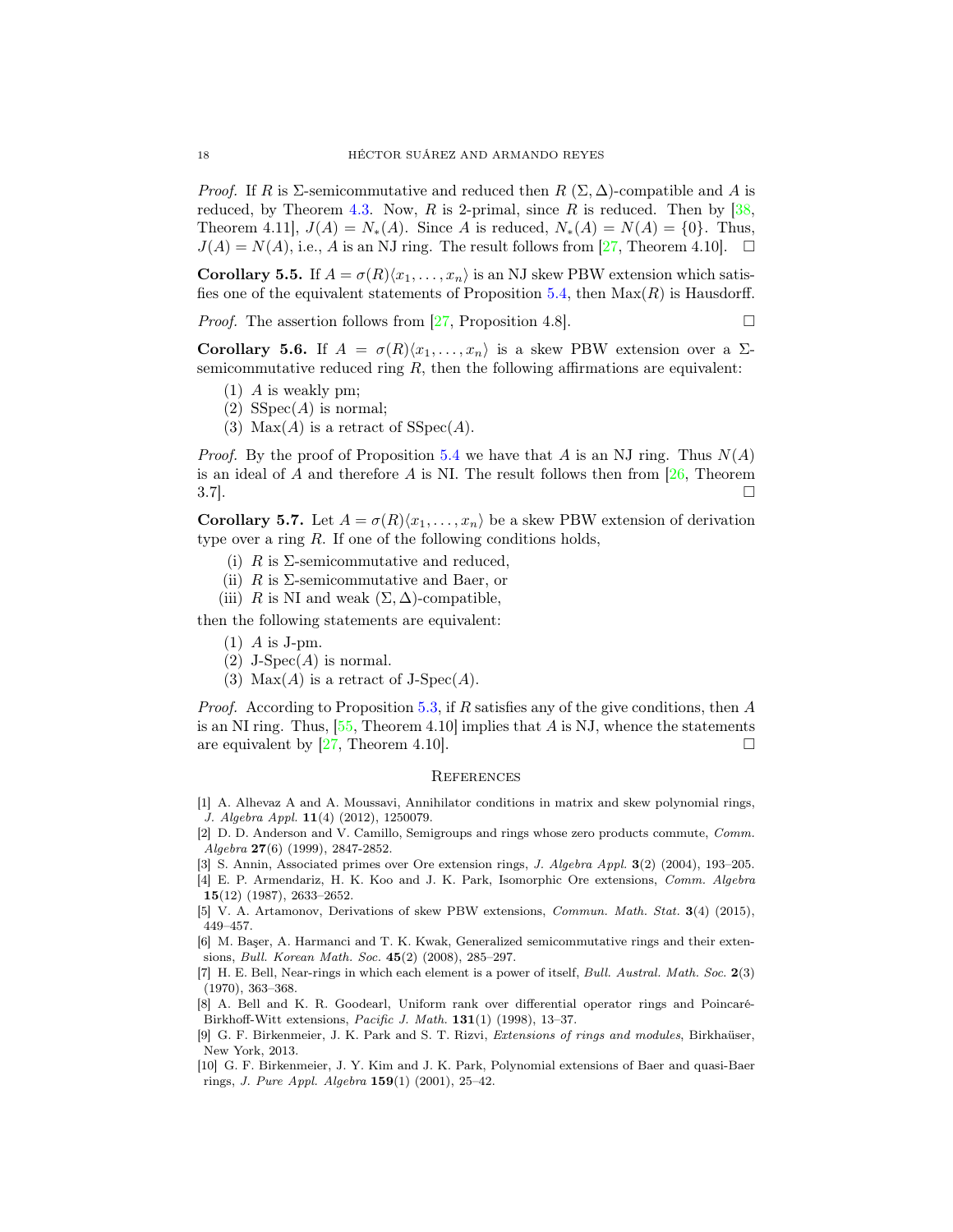*Proof.* If $R$ is $\Sigma$-semicommutative and reduced then $R$ $(\Sigma, \Delta)$-compatible and $A$ is reduced, by Theorem 4.3. Now, $R$ is 2-primal, since $R$ is reduced. Then by [38, Theorem 4.11], $J(A) = N_*(A)$. Since $A$ is reduced, $N_*(A) = N(A) = \{0\}$. Thus, $J(A) = N(A)$, i.e., $A$ is an NJ ring. The result follows from [27, Theorem 4.10]. □

**Corollary 5.5.** If $A = \sigma(R)\langle x_1, \dots, x_n\rangle$ is an NJ skew PBW extension which satisfies one of the equivalent statements of Proposition 5.4, then $\mathrm{Max}(R)$ is Hausdorff.

*Proof.* The assertion follows from [27, Proposition 4.8]. □

**Corollary 5.6.** If $A = \sigma(R)\langle x_1, \dots, x_n\rangle$ is a skew PBW extension over a $\Sigma$-semicommutative reduced ring $R$, then the following affirmations are equivalent:

(1) $A$ is weakly pm;
(2) $\mathrm{SSpec}(A)$ is normal;
(3) $\mathrm{Max}(A)$ is a retract of $\mathrm{SSpec}(A)$.

*Proof.* By the proof of Proposition 5.4 we have that $A$ is an NJ ring. Thus $N(A)$ is an ideal of $A$ and therefore $A$ is NI. The result follows then from [26, Theorem 3.7]. □

**Corollary 5.7.** Let $A = \sigma(R)\langle x_1, \dots, x_n\rangle$ be a skew PBW extension of derivation type over a ring $R$. If one of the following conditions holds,

(i) $R$ is $\Sigma$-semicommutative and reduced,
(ii) $R$ is $\Sigma$-semicommutative and Baer, or
(iii) $R$ is NI and weak $(\Sigma, \Delta)$-compatible,

then the following statements are equivalent:

(1) $A$ is J-pm.
(2) $\text{J-Spec}(A)$ is normal.
(3) $\mathrm{Max}(A)$ is a retract of $\text{J-Spec}(A)$.

*Proof.* According to Proposition 5.3, if $R$ satisfies any of the give conditions, then $A$ is an NI ring. Thus, [55, Theorem 4.10] implies that $A$ is NJ, whence the statements are equivalent by [27, Theorem 4.10]. □

## References

[1] A. Alhevaz A and A. Moussavi, Annihilator conditions in matrix and skew polynomial rings, *J. Algebra Appl.* **11**(4) (2012), 1250079.

[2] D. D. Anderson and V. Camillo, Semigroups and rings whose zero products commute, *Comm. Algebra* **27**(6) (1999), 2847-2852.

[3] S. Annin, Associated primes over Ore extension rings, *J. Algebra Appl.* **3**(2) (2004), 193–205.

[4] E. P. Armendariz, H. K. Koo and J. K. Park, Isomorphic Ore extensions, *Comm. Algebra* **15**(12) (1987), 2633–2652.

[5] V. A. Artamonov, Derivations of skew PBW extensions, *Commun. Math. Stat.* **3**(4) (2015), 449–457.

[6] M. Başer, A. Harmanci and T. K. Kwak, Generalized semicommutative rings and their extensions, *Bull. Korean Math. Soc.* **45**(2) (2008), 285–297.

[7] H. E. Bell, Near-rings in which each element is a power of itself, *Bull. Austral. Math. Soc.* **2**(3) (1970), 363–368.

[8] A. Bell and K. R. Goodearl, Uniform rank over differential operator rings and Poincaré-Birkhoff-Witt extensions, *Pacific J. Math.* **131**(1) (1998), 13–37.

[9] G. F. Birkenmeier, J. K. Park and S. T. Rizvi, *Extensions of rings and modules*, Birkhaüser, New York, 2013.

[10] G. F. Birkenmeier, J. Y. Kim and J. K. Park, Polynomial extensions of Baer and quasi-Baer rings, *J. Pure Appl. Algebra* **159**(1) (2001), 25–42.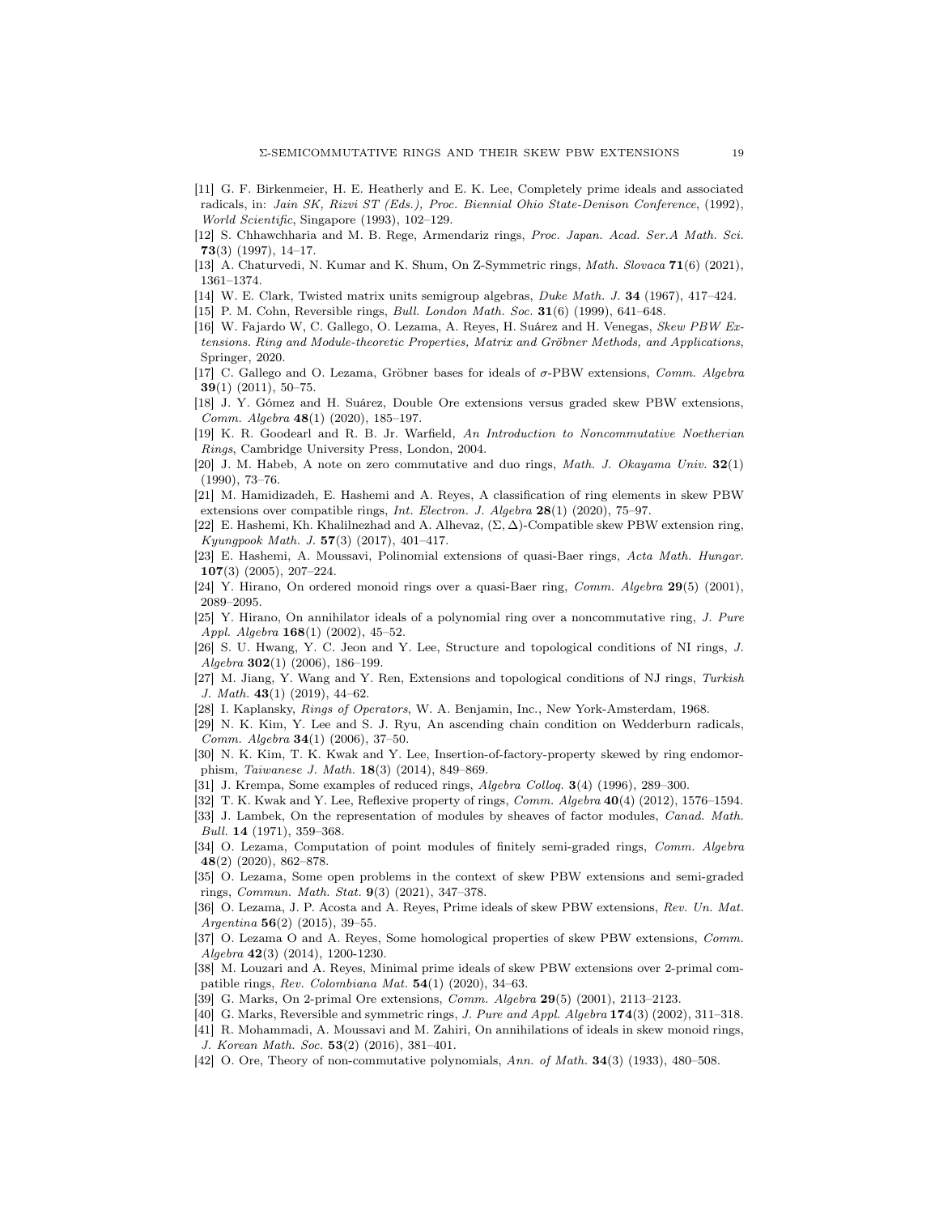[11] G. F. Birkenmeier, H. E. Heatherly and E. K. Lee, Completely prime ideals and associated radicals, in: *Jain SK, Rizvi ST (Eds.), Proc. Biennial Ohio State-Denison Conference*, (1992), *World Scientific*, Singapore (1993), 102–129.

[12] S. Chhawchharia and M. B. Rege, Armendariz rings, *Proc. Japan. Acad. Ser.A Math. Sci.* **73**(3) (1997), 14–17.

[13] A. Chaturvedi, N. Kumar and K. Shum, On Z-Symmetric rings, *Math. Slovaca* **71**(6) (2021), 1361–1374.

[14] W. E. Clark, Twisted matrix units semigroup algebras, *Duke Math. J.* **34** (1967), 417–424.

[15] P. M. Cohn, Reversible rings, *Bull. London Math. Soc.* **31**(6) (1999), 641–648.

[16] W. Fajardo W, C. Gallego, O. Lezama, A. Reyes, H. Suárez and H. Venegas, *Skew PBW Extensions. Ring and Module-theoretic Properties, Matrix and Gröbner Methods, and Applications*, Springer, 2020.

[17] C. Gallego and O. Lezama, Gröbner bases for ideals of $\sigma$-PBW extensions, *Comm. Algebra* **39**(1) (2011), 50–75.

[18] J. Y. Gómez and H. Suárez, Double Ore extensions versus graded skew PBW extensions, *Comm. Algebra* **48**(1) (2020), 185–197.

[19] K. R. Goodearl and R. B. Jr. Warfield, *An Introduction to Noncommutative Noetherian Rings*, Cambridge University Press, London, 2004.

[20] J. M. Habeb, A note on zero commutative and duo rings, *Math. J. Okayama Univ.* **32**(1) (1990), 73–76.

[21] M. Hamidizadeh, E. Hashemi and A. Reyes, A classification of ring elements in skew PBW extensions over compatible rings, *Int. Electron. J. Algebra* **28**(1) (2020), 75–97.

[22] E. Hashemi, Kh. Khalilnezhad and A. Alhevaz, $(\Sigma, \Delta)$-Compatible skew PBW extension ring, *Kyungpook Math. J.* **57**(3) (2017), 401–417.

[23] E. Hashemi, A. Moussavi, Polinomial extensions of quasi-Baer rings, *Acta Math. Hungar.* **107**(3) (2005), 207–224.

[24] Y. Hirano, On ordered monoid rings over a quasi-Baer ring, *Comm. Algebra* **29**(5) (2001), 2089–2095.

[25] Y. Hirano, On annihilator ideals of a polynomial ring over a noncommutative ring, *J. Pure Appl. Algebra* **168**(1) (2002), 45–52.

[26] S. U. Hwang, Y. C. Jeon and Y. Lee, Structure and topological conditions of NI rings, *J. Algebra* **302**(1) (2006), 186–199.

[27] M. Jiang, Y. Wang and Y. Ren, Extensions and topological conditions of NJ rings, *Turkish J. Math.* **43**(1) (2019), 44–62.

[28] I. Kaplansky, *Rings of Operators*, W. A. Benjamin, Inc., New York-Amsterdam, 1968.

[29] N. K. Kim, Y. Lee and S. J. Ryu, An ascending chain condition on Wedderburn radicals, *Comm. Algebra* **34**(1) (2006), 37–50.

[30] N. K. Kim, T. K. Kwak and Y. Lee, Insertion-of-factory-property skewed by ring endomorphism, *Taiwanese J. Math.* **18**(3) (2014), 849–869.

[31] J. Krempa, Some examples of reduced rings, *Algebra Colloq.* **3**(4) (1996), 289–300.

[32] T. K. Kwak and Y. Lee, Reflexive property of rings, *Comm. Algebra* **40**(4) (2012), 1576–1594.

[33] J. Lambek, On the representation of modules by sheaves of factor modules, *Canad. Math. Bull.* **14** (1971), 359–368.

[34] O. Lezama, Computation of point modules of finitely semi-graded rings, *Comm. Algebra* **48**(2) (2020), 862–878.

[35] O. Lezama, Some open problems in the context of skew PBW extensions and semi-graded rings, *Commun. Math. Stat.* **9**(3) (2021), 347–378.

[36] O. Lezama, J. P. Acosta and A. Reyes, Prime ideals of skew PBW extensions, *Rev. Un. Mat. Argentina* **56**(2) (2015), 39–55.

[37] O. Lezama O and A. Reyes, Some homological properties of skew PBW extensions, *Comm. Algebra* **42**(3) (2014), 1200-1230.

[38] M. Louzari and A. Reyes, Minimal prime ideals of skew PBW extensions over 2-primal compatible rings, *Rev. Colombiana Mat.* **54**(1) (2020), 34–63.

[39] G. Marks, On 2-primal Ore extensions, *Comm. Algebra* **29**(5) (2001), 2113–2123.

[40] G. Marks, Reversible and symmetric rings, *J. Pure and Appl. Algebra* **174**(3) (2002), 311–318.

[41] R. Mohammadi, A. Moussavi and M. Zahiri, On annihilations of ideals in skew monoid rings, *J. Korean Math. Soc.* **53**(2) (2016), 381–401.

[42] O. Ore, Theory of non-commutative polynomials, *Ann. of Math.* **34**(3) (1933), 480–508.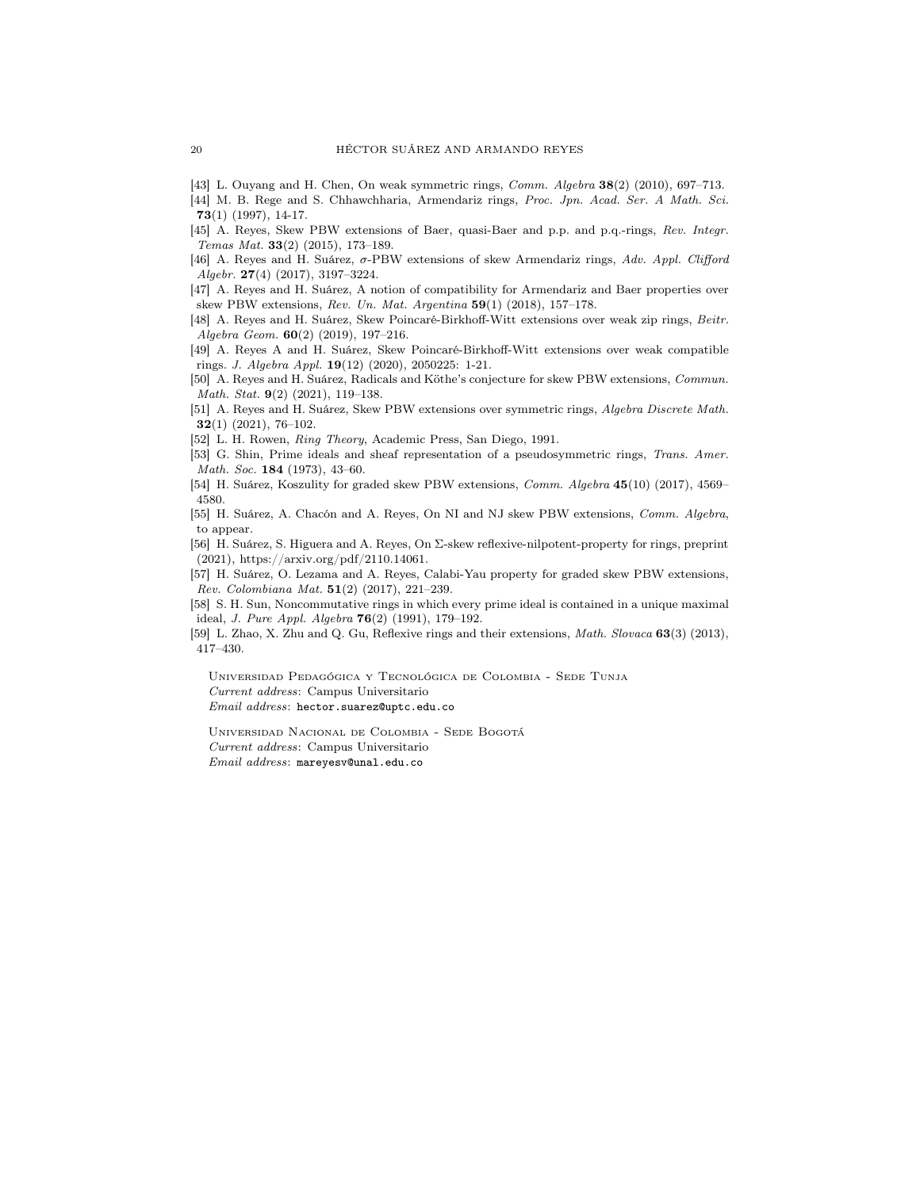[43] L. Ouyang and H. Chen, On weak symmetric rings, *Comm. Algebra* **38**(2) (2010), 697–713.

[44] M. B. Rege and S. Chhawchharia, Armendariz rings, *Proc. Jpn. Acad. Ser. A Math. Sci.* **73**(1) (1997), 14-17.

[45] A. Reyes, Skew PBW extensions of Baer, quasi-Baer and p.p. and p.q.-rings, *Rev. Integr. Temas Mat.* **33**(2) (2015), 173–189.

[46] A. Reyes and H. Suárez, $\sigma$-PBW extensions of skew Armendariz rings, *Adv. Appl. Clifford Algebr.* **27**(4) (2017), 3197–3224.

[47] A. Reyes and H. Suárez, A notion of compatibility for Armendariz and Baer properties over skew PBW extensions, *Rev. Un. Mat. Argentina* **59**(1) (2018), 157–178.

[48] A. Reyes and H. Suárez, Skew Poincaré-Birkhoff-Witt extensions over weak zip rings, *Beitr. Algebra Geom.* **60**(2) (2019), 197–216.

[49] A. Reyes A and H. Suárez, Skew Poincaré-Birkhoff-Witt extensions over weak compatible rings. *J. Algebra Appl.* **19**(12) (2020), 2050225: 1-21.

[50] A. Reyes and H. Suárez, Radicals and Köthe's conjecture for skew PBW extensions, *Commun. Math. Stat.* **9**(2) (2021), 119–138.

[51] A. Reyes and H. Suárez, Skew PBW extensions over symmetric rings, *Algebra Discrete Math.* **32**(1) (2021), 76–102.

[52] L. H. Rowen, *Ring Theory*, Academic Press, San Diego, 1991.

[53] G. Shin, Prime ideals and sheaf representation of a pseudosymmetric rings, *Trans. Amer. Math. Soc.* **184** (1973), 43–60.

[54] H. Suárez, Koszulity for graded skew PBW extensions, *Comm. Algebra* **45**(10) (2017), 4569–4580.

[55] H. Suárez, A. Chacón and A. Reyes, On NI and NJ skew PBW extensions, *Comm. Algebra*, to appear.

[56] H. Suárez, S. Higuera and A. Reyes, On $\Sigma$-skew reflexive-nilpotent-property for rings, preprint (2021), https://arxiv.org/pdf/2110.14061.

[57] H. Suárez, O. Lezama and A. Reyes, Calabi-Yau property for graded skew PBW extensions, *Rev. Colombiana Mat.* **51**(2) (2017), 221–239.

[58] S. H. Sun, Noncommutative rings in which every prime ideal is contained in a unique maximal ideal, *J. Pure Appl. Algebra* **76**(2) (1991), 179–192.

[59] L. Zhao, X. Zhu and Q. Gu, Reflexive rings and their extensions, *Math. Slovaca* **63**(3) (2013), 417–430.

Universidad Pedagógica y Tecnológica de Colombia - Sede Tunja
*Current address*: Campus Universitario
*Email address*: `hector.suarez@uptc.edu.co`

Universidad Nacional de Colombia - Sede Bogotá
*Current address*: Campus Universitario
*Email address*: `mareyesv@unal.edu.co`